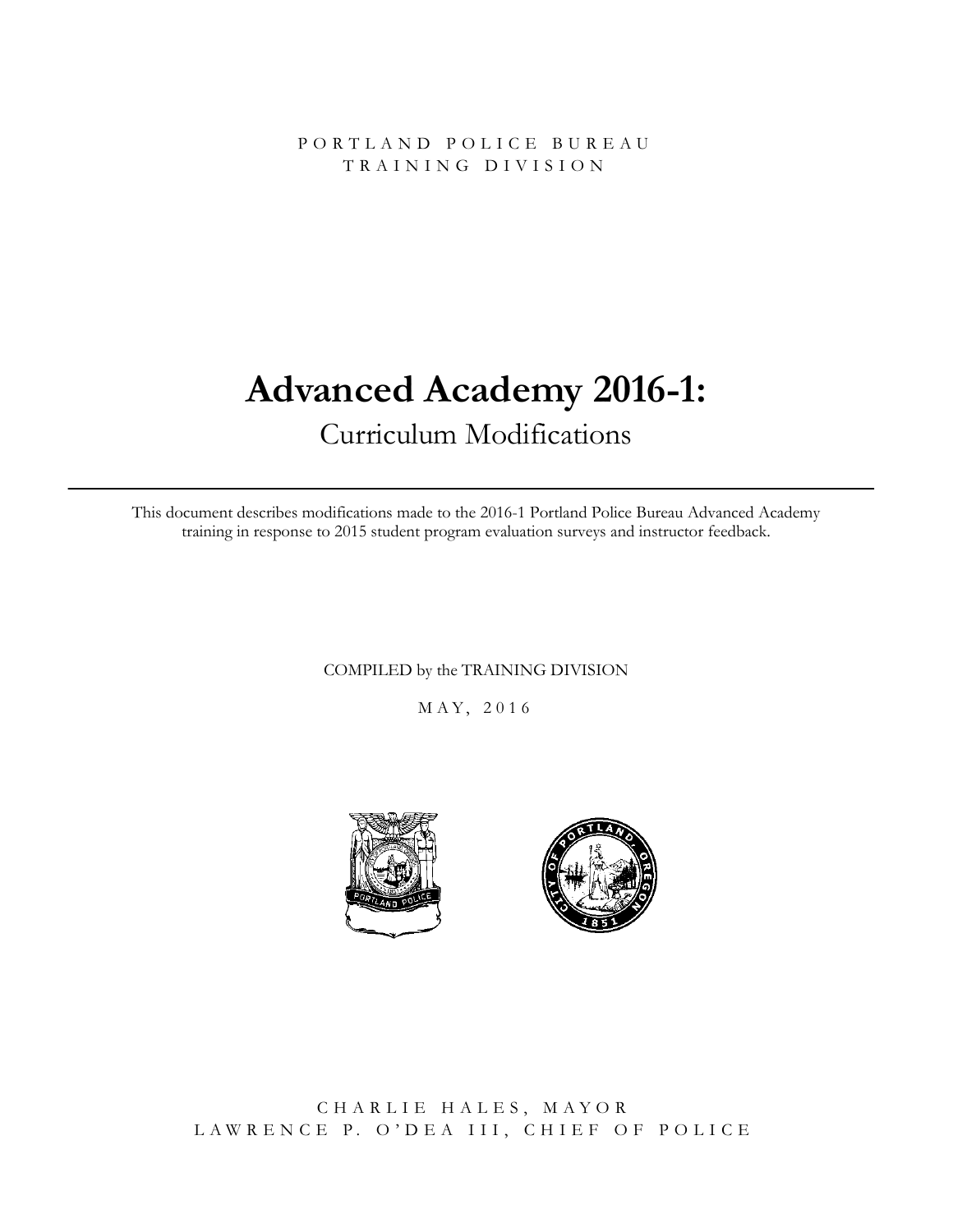PORTLAND POLICE BUREAU
TRAINING DIVISION

# Advanced Academy 2016-1:

## Curriculum Modifications

---

This document describes modifications made to the 2016-1 Portland Police Bureau Advanced Academy training in response to 2015 student program evaluation surveys and instructor feedback.

COMPILED by the TRAINING DIVISION

MAY, 2016

CHARLIE HALES, MAYOR
LAWRENCE P. O'DEA III, CHIEF OF POLICE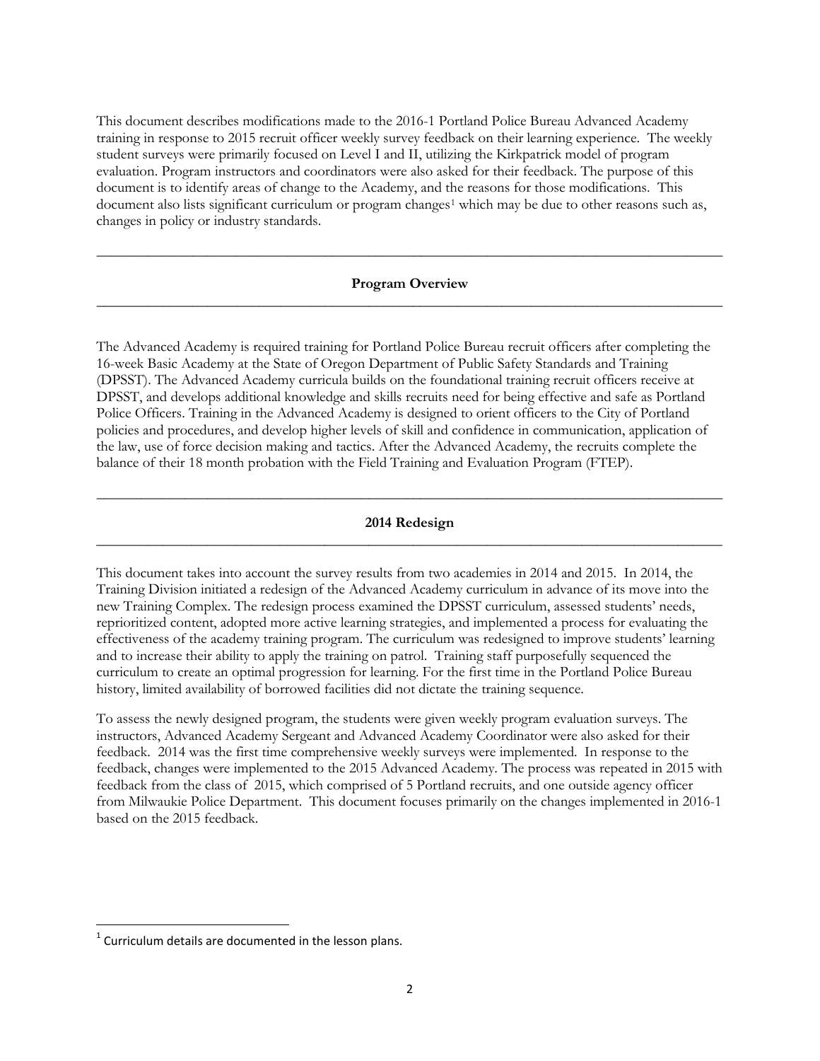This document describes modifications made to the 2016-1 Portland Police Bureau Advanced Academy training in response to 2015 recruit officer weekly survey feedback on their learning experience. The weekly student surveys were primarily focused on Level I and II, utilizing the Kirkpatrick model of program evaluation. Program instructors and coordinators were also asked for their feedback. The purpose of this document is to identify areas of change to the Academy, and the reasons for those modifications. This document also lists significant curriculum or program changes[1] which may be due to other reasons such as, changes in policy or industry standards.

---

## Program Overview

---

The Advanced Academy is required training for Portland Police Bureau recruit officers after completing the 16-week Basic Academy at the State of Oregon Department of Public Safety Standards and Training (DPSST). The Advanced Academy curricula builds on the foundational training recruit officers receive at DPSST, and develops additional knowledge and skills recruits need for being effective and safe as Portland Police Officers. Training in the Advanced Academy is designed to orient officers to the City of Portland policies and procedures, and develop higher levels of skill and confidence in communication, application of the law, use of force decision making and tactics. After the Advanced Academy, the recruits complete the balance of their 18 month probation with the Field Training and Evaluation Program (FTEP).

---

## 2014 Redesign

---

This document takes into account the survey results from two academies in 2014 and 2015. In 2014, the Training Division initiated a redesign of the Advanced Academy curriculum in advance of its move into the new Training Complex. The redesign process examined the DPSST curriculum, assessed students' needs, reprioritized content, adopted more active learning strategies, and implemented a process for evaluating the effectiveness of the academy training program. The curriculum was redesigned to improve students' learning and to increase their ability to apply the training on patrol. Training staff purposefully sequenced the curriculum to create an optimal progression for learning. For the first time in the Portland Police Bureau history, limited availability of borrowed facilities did not dictate the training sequence.

To assess the newly designed program, the students were given weekly program evaluation surveys. The instructors, Advanced Academy Sergeant and Advanced Academy Coordinator were also asked for their feedback. 2014 was the first time comprehensive weekly surveys were implemented. In response to the feedback, changes were implemented to the 2015 Advanced Academy. The process was repeated in 2015 with feedback from the class of 2015, which comprised of 5 Portland recruits, and one outside agency officer from Milwaukie Police Department. This document focuses primarily on the changes implemented in 2016-1 based on the 2015 feedback.

---

[1] Curriculum details are documented in the lesson plans.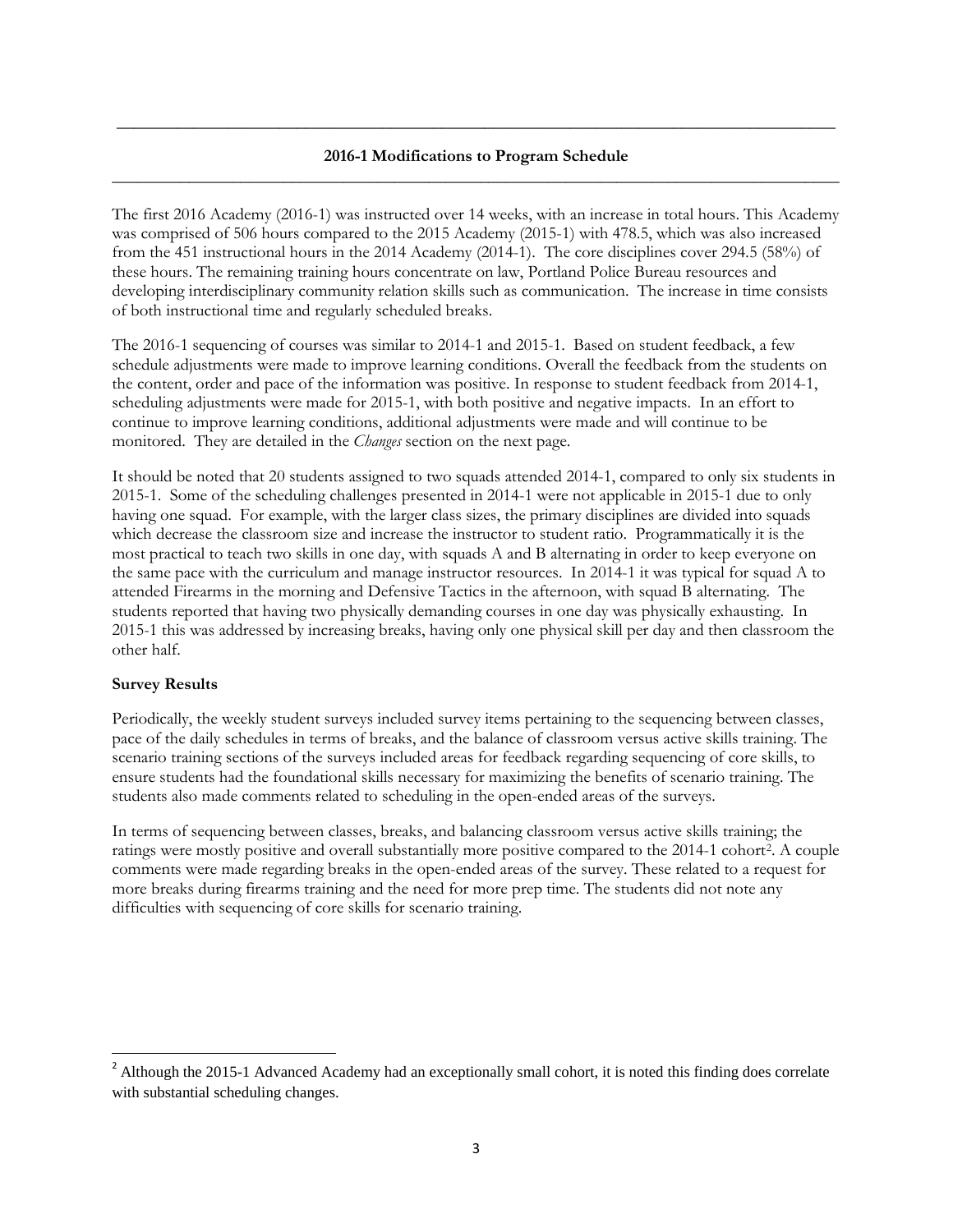## 2016-1 Modifications to Program Schedule

The first 2016 Academy (2016-1) was instructed over 14 weeks, with an increase in total hours. This Academy was comprised of 506 hours compared to the 2015 Academy (2015-1) with 478.5, which was also increased from the 451 instructional hours in the 2014 Academy (2014-1). The core disciplines cover 294.5 (58%) of these hours. The remaining training hours concentrate on law, Portland Police Bureau resources and developing interdisciplinary community relation skills such as communication. The increase in time consists of both instructional time and regularly scheduled breaks.

The 2016-1 sequencing of courses was similar to 2014-1 and 2015-1. Based on student feedback, a few schedule adjustments were made to improve learning conditions. Overall the feedback from the students on the content, order and pace of the information was positive. In response to student feedback from 2014-1, scheduling adjustments were made for 2015-1, with both positive and negative impacts. In an effort to continue to improve learning conditions, additional adjustments were made and will continue to be monitored. They are detailed in the *Changes* section on the next page.

It should be noted that 20 students assigned to two squads attended 2014-1, compared to only six students in 2015-1. Some of the scheduling challenges presented in 2014-1 were not applicable in 2015-1 due to only having one squad. For example, with the larger class sizes, the primary disciplines are divided into squads which decrease the classroom size and increase the instructor to student ratio. Programmatically it is the most practical to teach two skills in one day, with squads A and B alternating in order to keep everyone on the same pace with the curriculum and manage instructor resources. In 2014-1 it was typical for squad A to attended Firearms in the morning and Defensive Tactics in the afternoon, with squad B alternating. The students reported that having two physically demanding courses in one day was physically exhausting. In 2015-1 this was addressed by increasing breaks, having only one physical skill per day and then classroom the other half.

**Survey Results**

Periodically, the weekly student surveys included survey items pertaining to the sequencing between classes, pace of the daily schedules in terms of breaks, and the balance of classroom versus active skills training. The scenario training sections of the surveys included areas for feedback regarding sequencing of core skills, to ensure students had the foundational skills necessary for maximizing the benefits of scenario training. The students also made comments related to scheduling in the open-ended areas of the surveys.

In terms of sequencing between classes, breaks, and balancing classroom versus active skills training; the ratings were mostly positive and overall substantially more positive compared to the 2014-1 cohort[2]. A couple comments were made regarding breaks in the open-ended areas of the survey. These related to a request for more breaks during firearms training and the need for more prep time. The students did not note any difficulties with sequencing of core skills for scenario training.

[2] Although the 2015-1 Advanced Academy had an exceptionally small cohort, it is noted this finding does correlate with substantial scheduling changes.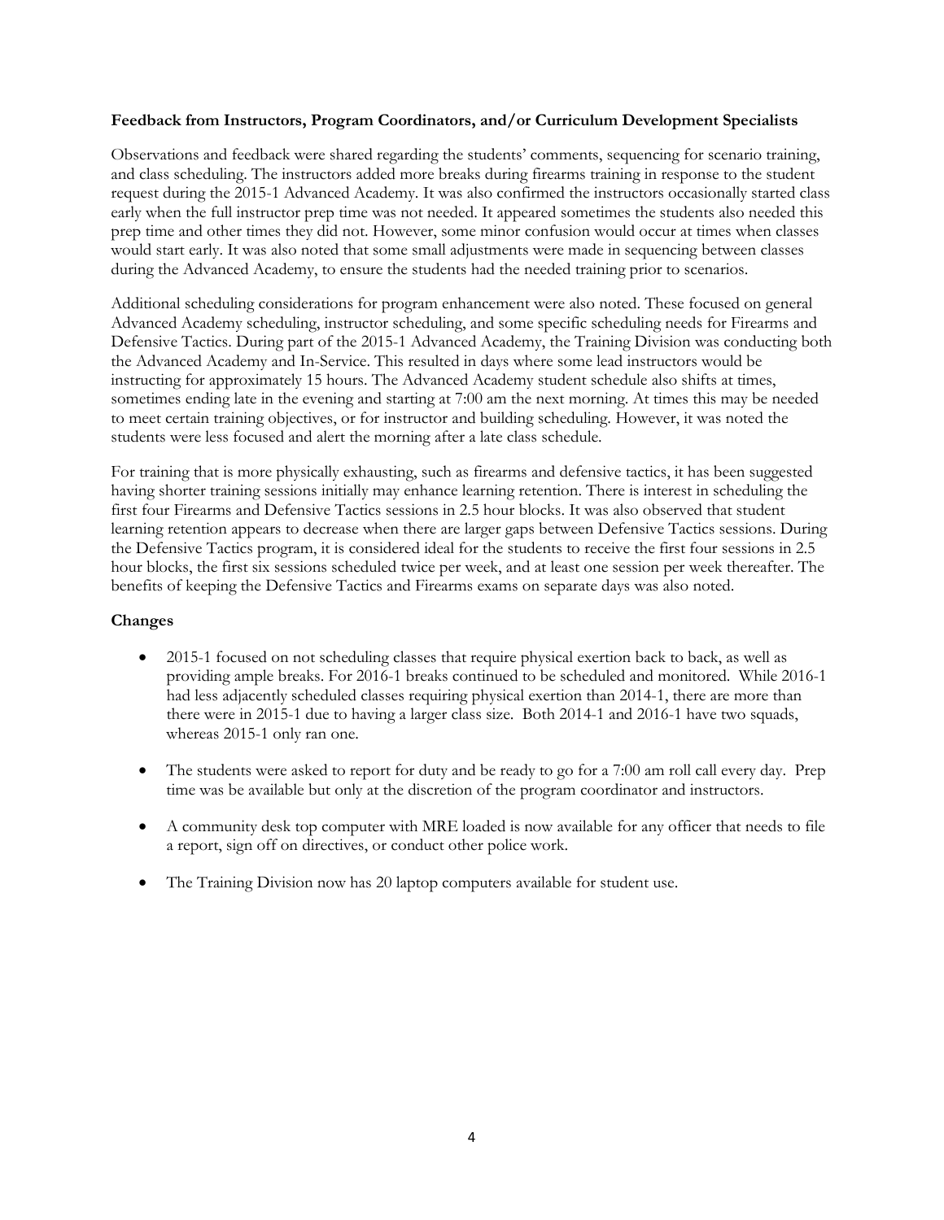**Feedback from Instructors, Program Coordinators, and/or Curriculum Development Specialists**

Observations and feedback were shared regarding the students' comments, sequencing for scenario training, and class scheduling. The instructors added more breaks during firearms training in response to the student request during the 2015-1 Advanced Academy. It was also confirmed the instructors occasionally started class early when the full instructor prep time was not needed. It appeared sometimes the students also needed this prep time and other times they did not. However, some minor confusion would occur at times when classes would start early. It was also noted that some small adjustments were made in sequencing between classes during the Advanced Academy, to ensure the students had the needed training prior to scenarios.

Additional scheduling considerations for program enhancement were also noted. These focused on general Advanced Academy scheduling, instructor scheduling, and some specific scheduling needs for Firearms and Defensive Tactics. During part of the 2015-1 Advanced Academy, the Training Division was conducting both the Advanced Academy and In-Service. This resulted in days where some lead instructors would be instructing for approximately 15 hours. The Advanced Academy student schedule also shifts at times, sometimes ending late in the evening and starting at 7:00 am the next morning. At times this may be needed to meet certain training objectives, or for instructor and building scheduling. However, it was noted the students were less focused and alert the morning after a late class schedule.

For training that is more physically exhausting, such as firearms and defensive tactics, it has been suggested having shorter training sessions initially may enhance learning retention. There is interest in scheduling the first four Firearms and Defensive Tactics sessions in 2.5 hour blocks. It was also observed that student learning retention appears to decrease when there are larger gaps between Defensive Tactics sessions. During the Defensive Tactics program, it is considered ideal for the students to receive the first four sessions in 2.5 hour blocks, the first six sessions scheduled twice per week, and at least one session per week thereafter. The benefits of keeping the Defensive Tactics and Firearms exams on separate days was also noted.

**Changes**

- 2015-1 focused on not scheduling classes that require physical exertion back to back, as well as providing ample breaks. For 2016-1 breaks continued to be scheduled and monitored. While 2016-1 had less adjacently scheduled classes requiring physical exertion than 2014-1, there are more than there were in 2015-1 due to having a larger class size. Both 2014-1 and 2016-1 have two squads, whereas 2015-1 only ran one.

- The students were asked to report for duty and be ready to go for a 7:00 am roll call every day. Prep time was be available but only at the discretion of the program coordinator and instructors.

- A community desk top computer with MRE loaded is now available for any officer that needs to file a report, sign off on directives, or conduct other police work.

- The Training Division now has 20 laptop computers available for student use.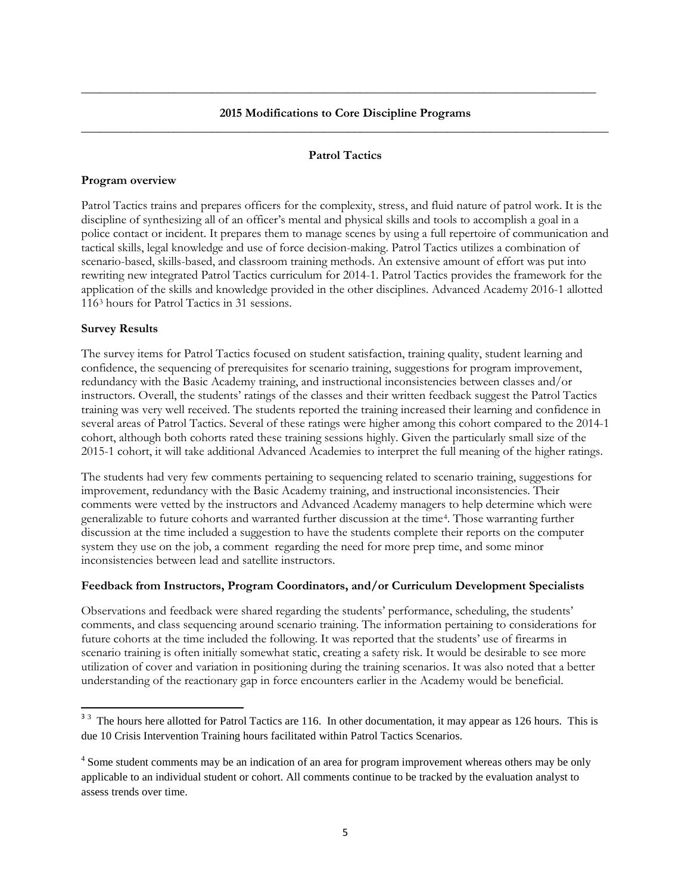## 2015 Modifications to Core Discipline Programs

### Patrol Tactics

**Program overview**

Patrol Tactics trains and prepares officers for the complexity, stress, and fluid nature of patrol work. It is the discipline of synthesizing all of an officer's mental and physical skills and tools to accomplish a goal in a police contact or incident. It prepares them to manage scenes by using a full repertoire of communication and tactical skills, legal knowledge and use of force decision-making. Patrol Tactics utilizes a combination of scenario-based, skills-based, and classroom training methods. An extensive amount of effort was put into rewriting new integrated Patrol Tactics curriculum for 2014-1. Patrol Tactics provides the framework for the application of the skills and knowledge provided in the other disciplines. Advanced Academy 2016-1 allotted 116[3] hours for Patrol Tactics in 31 sessions.

**Survey Results**

The survey items for Patrol Tactics focused on student satisfaction, training quality, student learning and confidence, the sequencing of prerequisites for scenario training, suggestions for program improvement, redundancy with the Basic Academy training, and instructional inconsistencies between classes and/or instructors. Overall, the students' ratings of the classes and their written feedback suggest the Patrol Tactics training was very well received. The students reported the training increased their learning and confidence in several areas of Patrol Tactics. Several of these ratings were higher among this cohort compared to the 2014-1 cohort, although both cohorts rated these training sessions highly. Given the particularly small size of the 2015-1 cohort, it will take additional Advanced Academies to interpret the full meaning of the higher ratings.

The students had very few comments pertaining to sequencing related to scenario training, suggestions for improvement, redundancy with the Basic Academy training, and instructional inconsistencies. Their comments were vetted by the instructors and Advanced Academy managers to help determine which were generalizable to future cohorts and warranted further discussion at the time[4]. Those warranting further discussion at the time included a suggestion to have the students complete their reports on the computer system they use on the job, a comment regarding the need for more prep time, and some minor inconsistencies between lead and satellite instructors.

**Feedback from Instructors, Program Coordinators, and/or Curriculum Development Specialists**

Observations and feedback were shared regarding the students' performance, scheduling, the students' comments, and class sequencing around scenario training. The information pertaining to considerations for future cohorts at the time included the following. It was reported that the students' use of firearms in scenario training is often initially somewhat static, creating a safety risk. It would be desirable to see more utilization of cover and variation in positioning during the training scenarios. It was also noted that a better understanding of the reactionary gap in force encounters earlier in the Academy would be beneficial.

---

[3] The hours here allotted for Patrol Tactics are 116. In other documentation, it may appear as 126 hours. This is due 10 Crisis Intervention Training hours facilitated within Patrol Tactics Scenarios.

[4] Some student comments may be an indication of an area for program improvement whereas others may be only applicable to an individual student or cohort. All comments continue to be tracked by the evaluation analyst to assess trends over time.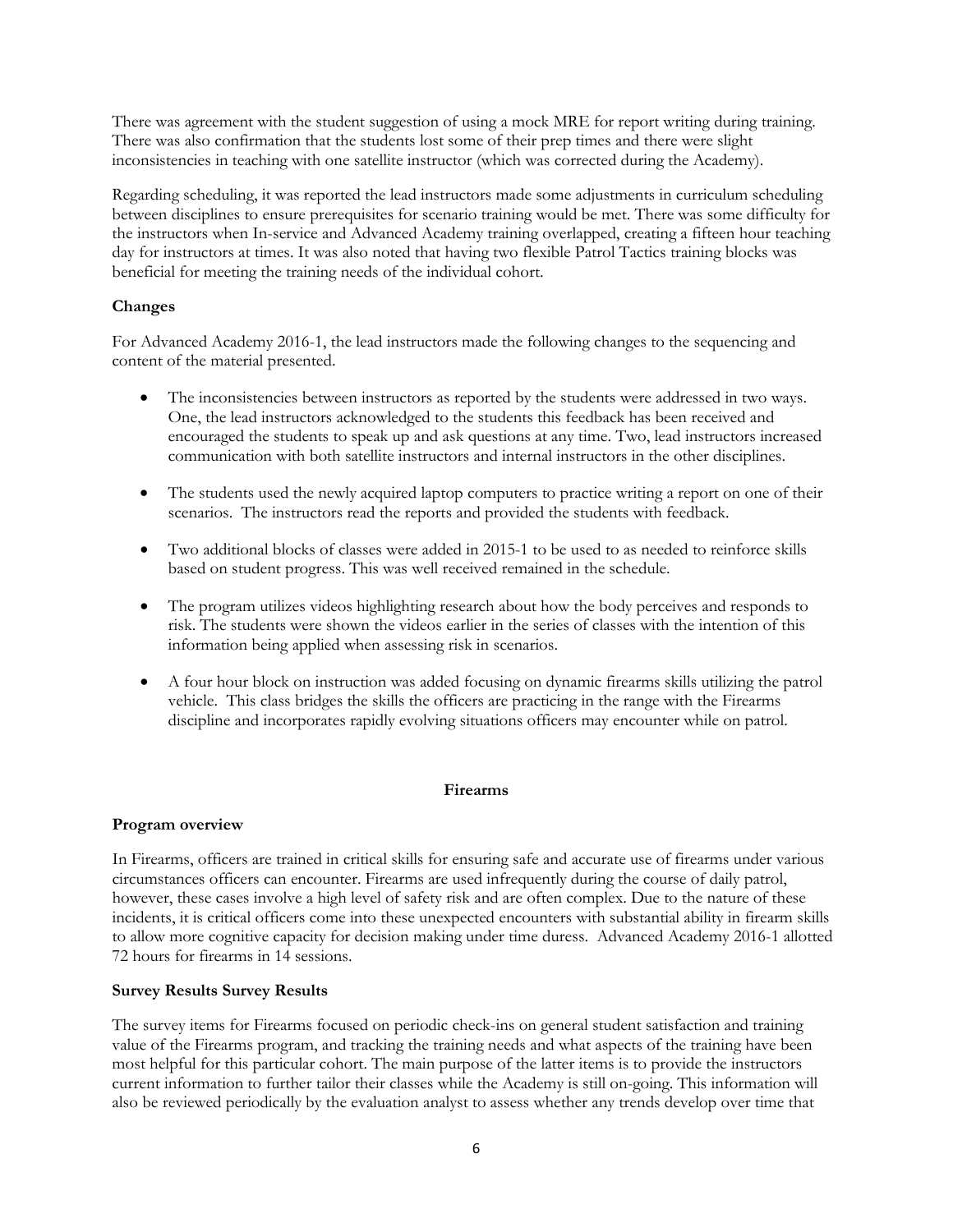There was agreement with the student suggestion of using a mock MRE for report writing during training. There was also confirmation that the students lost some of their prep times and there were slight inconsistencies in teaching with one satellite instructor (which was corrected during the Academy).

Regarding scheduling, it was reported the lead instructors made some adjustments in curriculum scheduling between disciplines to ensure prerequisites for scenario training would be met. There was some difficulty for the instructors when In-service and Advanced Academy training overlapped, creating a fifteen hour teaching day for instructors at times. It was also noted that having two flexible Patrol Tactics training blocks was beneficial for meeting the training needs of the individual cohort.

**Changes**

For Advanced Academy 2016-1, the lead instructors made the following changes to the sequencing and content of the material presented.

- The inconsistencies between instructors as reported by the students were addressed in two ways. One, the lead instructors acknowledged to the students this feedback has been received and encouraged the students to speak up and ask questions at any time. Two, lead instructors increased communication with both satellite instructors and internal instructors in the other disciplines.

- The students used the newly acquired laptop computers to practice writing a report on one of their scenarios. The instructors read the reports and provided the students with feedback.

- Two additional blocks of classes were added in 2015-1 to be used to as needed to reinforce skills based on student progress. This was well received remained in the schedule.

- The program utilizes videos highlighting research about how the body perceives and responds to risk. The students were shown the videos earlier in the series of classes with the intention of this information being applied when assessing risk in scenarios.

- A four hour block on instruction was added focusing on dynamic firearms skills utilizing the patrol vehicle. This class bridges the skills the officers are practicing in the range with the Firearms discipline and incorporates rapidly evolving situations officers may encounter while on patrol.

## Firearms

**Program overview**

In Firearms, officers are trained in critical skills for ensuring safe and accurate use of firearms under various circumstances officers can encounter. Firearms are used infrequently during the course of daily patrol, however, these cases involve a high level of safety risk and are often complex. Due to the nature of these incidents, it is critical officers come into these unexpected encounters with substantial ability in firearm skills to allow more cognitive capacity for decision making under time duress. Advanced Academy 2016-1 allotted 72 hours for firearms in 14 sessions.

**Survey Results Survey Results**

The survey items for Firearms focused on periodic check-ins on general student satisfaction and training value of the Firearms program, and tracking the training needs and what aspects of the training have been most helpful for this particular cohort. The main purpose of the latter items is to provide the instructors current information to further tailor their classes while the Academy is still on-going. This information will also be reviewed periodically by the evaluation analyst to assess whether any trends develop over time that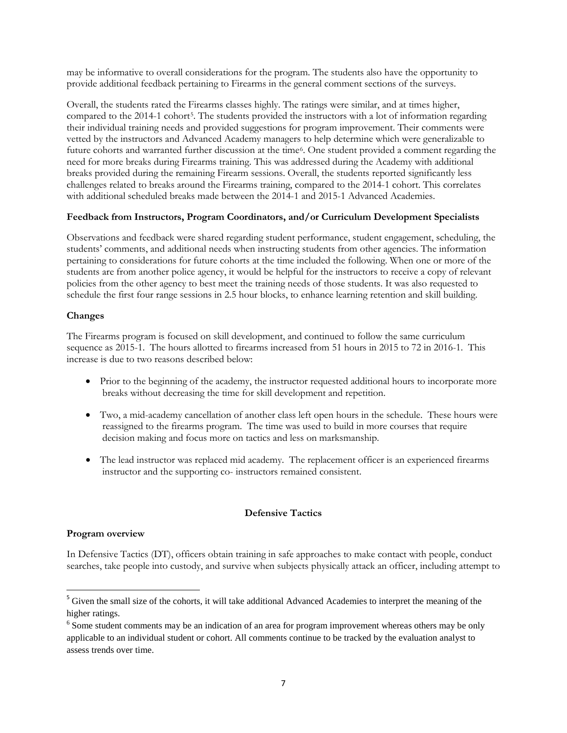may be informative to overall considerations for the program. The students also have the opportunity to provide additional feedback pertaining to Firearms in the general comment sections of the surveys.

Overall, the students rated the Firearms classes highly. The ratings were similar, and at times higher, compared to the 2014-1 cohort[5]. The students provided the instructors with a lot of information regarding their individual training needs and provided suggestions for program improvement. Their comments were vetted by the instructors and Advanced Academy managers to help determine which were generalizable to future cohorts and warranted further discussion at the time[6]. One student provided a comment regarding the need for more breaks during Firearms training. This was addressed during the Academy with additional breaks provided during the remaining Firearm sessions. Overall, the students reported significantly less challenges related to breaks around the Firearms training, compared to the 2014-1 cohort. This correlates with additional scheduled breaks made between the 2014-1 and 2015-1 Advanced Academies.

**Feedback from Instructors, Program Coordinators, and/or Curriculum Development Specialists**

Observations and feedback were shared regarding student performance, student engagement, scheduling, the students' comments, and additional needs when instructing students from other agencies. The information pertaining to considerations for future cohorts at the time included the following. When one or more of the students are from another police agency, it would be helpful for the instructors to receive a copy of relevant policies from the other agency to best meet the training needs of those students. It was also requested to schedule the first four range sessions in 2.5 hour blocks, to enhance learning retention and skill building.

**Changes**

The Firearms program is focused on skill development, and continued to follow the same curriculum sequence as 2015-1. The hours allotted to firearms increased from 51 hours in 2015 to 72 in 2016-1. This increase is due to two reasons described below:

- Prior to the beginning of the academy, the instructor requested additional hours to incorporate more breaks without decreasing the time for skill development and repetition.
- Two, a mid-academy cancellation of another class left open hours in the schedule. These hours were reassigned to the firearms program. The time was used to build in more courses that require decision making and focus more on tactics and less on marksmanship.
- The lead instructor was replaced mid academy. The replacement officer is an experienced firearms instructor and the supporting co- instructors remained consistent.

## Defensive Tactics

**Program overview**

In Defensive Tactics (DT), officers obtain training in safe approaches to make contact with people, conduct searches, take people into custody, and survive when subjects physically attack an officer, including attempt to

[5] Given the small size of the cohorts, it will take additional Advanced Academies to interpret the meaning of the higher ratings.

[6] Some student comments may be an indication of an area for program improvement whereas others may be only applicable to an individual student or cohort. All comments continue to be tracked by the evaluation analyst to assess trends over time.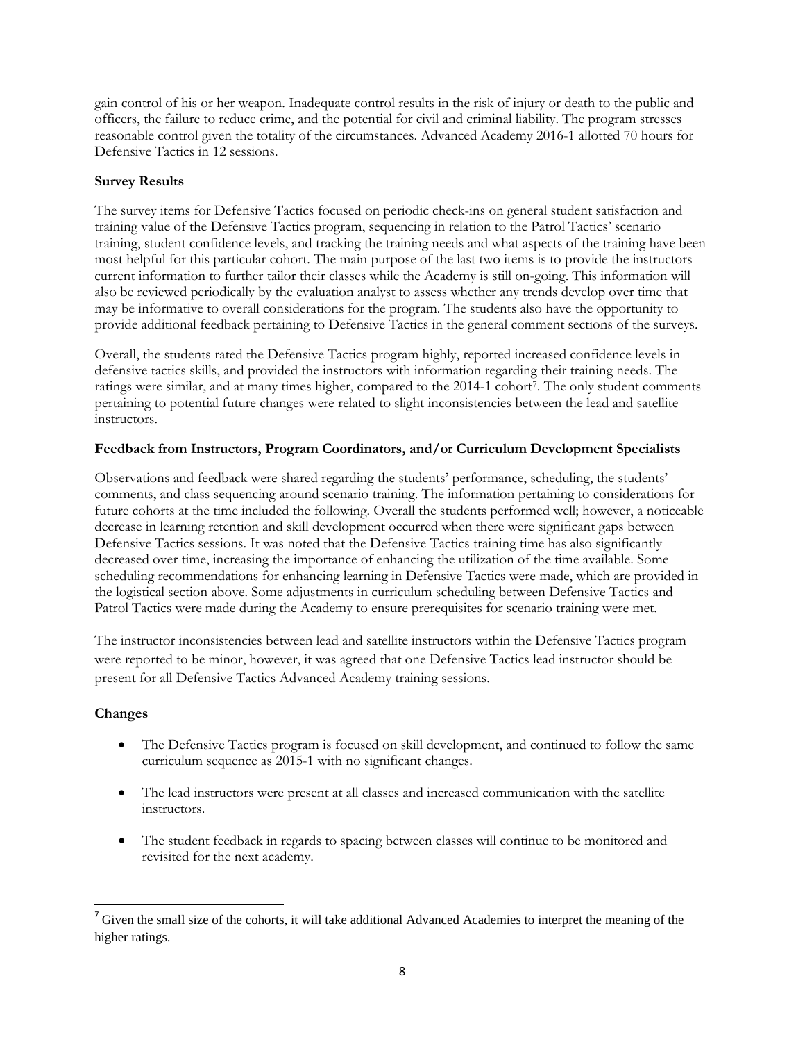gain control of his or her weapon. Inadequate control results in the risk of injury or death to the public and officers, the failure to reduce crime, and the potential for civil and criminal liability. The program stresses reasonable control given the totality of the circumstances. Advanced Academy 2016-1 allotted 70 hours for Defensive Tactics in 12 sessions.

**Survey Results**

The survey items for Defensive Tactics focused on periodic check-ins on general student satisfaction and training value of the Defensive Tactics program, sequencing in relation to the Patrol Tactics' scenario training, student confidence levels, and tracking the training needs and what aspects of the training have been most helpful for this particular cohort. The main purpose of the last two items is to provide the instructors current information to further tailor their classes while the Academy is still on-going. This information will also be reviewed periodically by the evaluation analyst to assess whether any trends develop over time that may be informative to overall considerations for the program. The students also have the opportunity to provide additional feedback pertaining to Defensive Tactics in the general comment sections of the surveys.

Overall, the students rated the Defensive Tactics program highly, reported increased confidence levels in defensive tactics skills, and provided the instructors with information regarding their training needs. The ratings were similar, and at many times higher, compared to the 2014-1 cohort[7]. The only student comments pertaining to potential future changes were related to slight inconsistencies between the lead and satellite instructors.

**Feedback from Instructors, Program Coordinators, and/or Curriculum Development Specialists**

Observations and feedback were shared regarding the students' performance, scheduling, the students' comments, and class sequencing around scenario training. The information pertaining to considerations for future cohorts at the time included the following. Overall the students performed well; however, a noticeable decrease in learning retention and skill development occurred when there were significant gaps between Defensive Tactics sessions. It was noted that the Defensive Tactics training time has also significantly decreased over time, increasing the importance of enhancing the utilization of the time available. Some scheduling recommendations for enhancing learning in Defensive Tactics were made, which are provided in the logistical section above. Some adjustments in curriculum scheduling between Defensive Tactics and Patrol Tactics were made during the Academy to ensure prerequisites for scenario training were met.

The instructor inconsistencies between lead and satellite instructors within the Defensive Tactics program were reported to be minor, however, it was agreed that one Defensive Tactics lead instructor should be present for all Defensive Tactics Advanced Academy training sessions.

**Changes**

- The Defensive Tactics program is focused on skill development, and continued to follow the same curriculum sequence as 2015-1 with no significant changes.
- The lead instructors were present at all classes and increased communication with the satellite instructors.
- The student feedback in regards to spacing between classes will continue to be monitored and revisited for the next academy.

[7] Given the small size of the cohorts, it will take additional Advanced Academies to interpret the meaning of the higher ratings.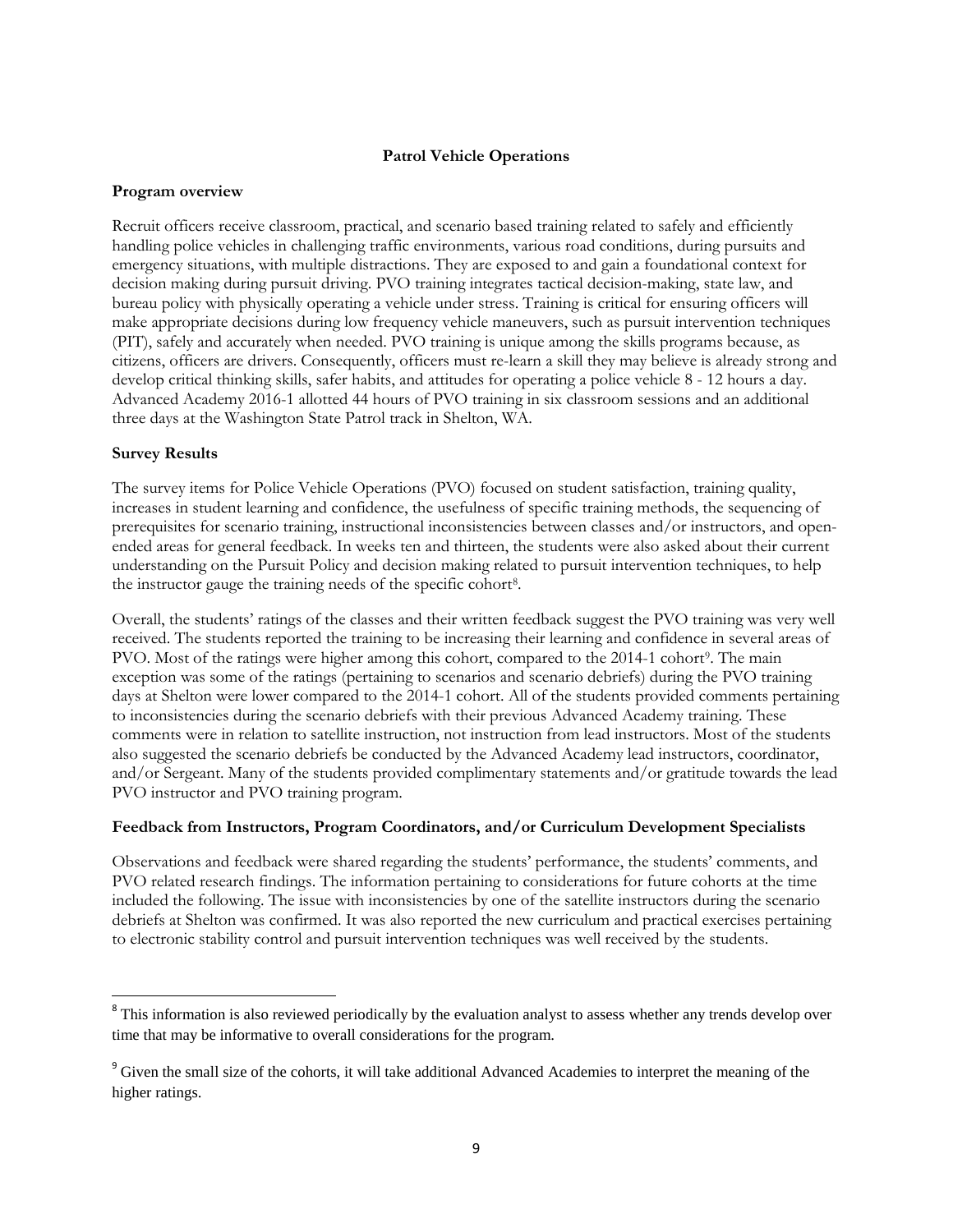## Patrol Vehicle Operations

### Program overview

Recruit officers receive classroom, practical, and scenario based training related to safely and efficiently handling police vehicles in challenging traffic environments, various road conditions, during pursuits and emergency situations, with multiple distractions. They are exposed to and gain a foundational context for decision making during pursuit driving. PVO training integrates tactical decision-making, state law, and bureau policy with physically operating a vehicle under stress. Training is critical for ensuring officers will make appropriate decisions during low frequency vehicle maneuvers, such as pursuit intervention techniques (PIT), safely and accurately when needed. PVO training is unique among the skills programs because, as citizens, officers are drivers. Consequently, officers must re-learn a skill they may believe is already strong and develop critical thinking skills, safer habits, and attitudes for operating a police vehicle 8 - 12 hours a day. Advanced Academy 2016-1 allotted 44 hours of PVO training in six classroom sessions and an additional three days at the Washington State Patrol track in Shelton, WA.

### Survey Results

The survey items for Police Vehicle Operations (PVO) focused on student satisfaction, training quality, increases in student learning and confidence, the usefulness of specific training methods, the sequencing of prerequisites for scenario training, instructional inconsistencies between classes and/or instructors, and open-ended areas for general feedback. In weeks ten and thirteen, the students were also asked about their current understanding on the Pursuit Policy and decision making related to pursuit intervention techniques, to help the instructor gauge the training needs of the specific cohort[8].

Overall, the students' ratings of the classes and their written feedback suggest the PVO training was very well received. The students reported the training to be increasing their learning and confidence in several areas of PVO. Most of the ratings were higher among this cohort, compared to the 2014-1 cohort[9]. The main exception was some of the ratings (pertaining to scenarios and scenario debriefs) during the PVO training days at Shelton were lower compared to the 2014-1 cohort. All of the students provided comments pertaining to inconsistencies during the scenario debriefs with their previous Advanced Academy training. These comments were in relation to satellite instruction, not instruction from lead instructors. Most of the students also suggested the scenario debriefs be conducted by the Advanced Academy lead instructors, coordinator, and/or Sergeant. Many of the students provided complimentary statements and/or gratitude towards the lead PVO instructor and PVO training program.

### Feedback from Instructors, Program Coordinators, and/or Curriculum Development Specialists

Observations and feedback were shared regarding the students' performance, the students' comments, and PVO related research findings. The information pertaining to considerations for future cohorts at the time included the following. The issue with inconsistencies by one of the satellite instructors during the scenario debriefs at Shelton was confirmed. It was also reported the new curriculum and practical exercises pertaining to electronic stability control and pursuit intervention techniques was well received by the students.

---

[8] This information is also reviewed periodically by the evaluation analyst to assess whether any trends develop over time that may be informative to overall considerations for the program.

[9] Given the small size of the cohorts, it will take additional Advanced Academies to interpret the meaning of the higher ratings.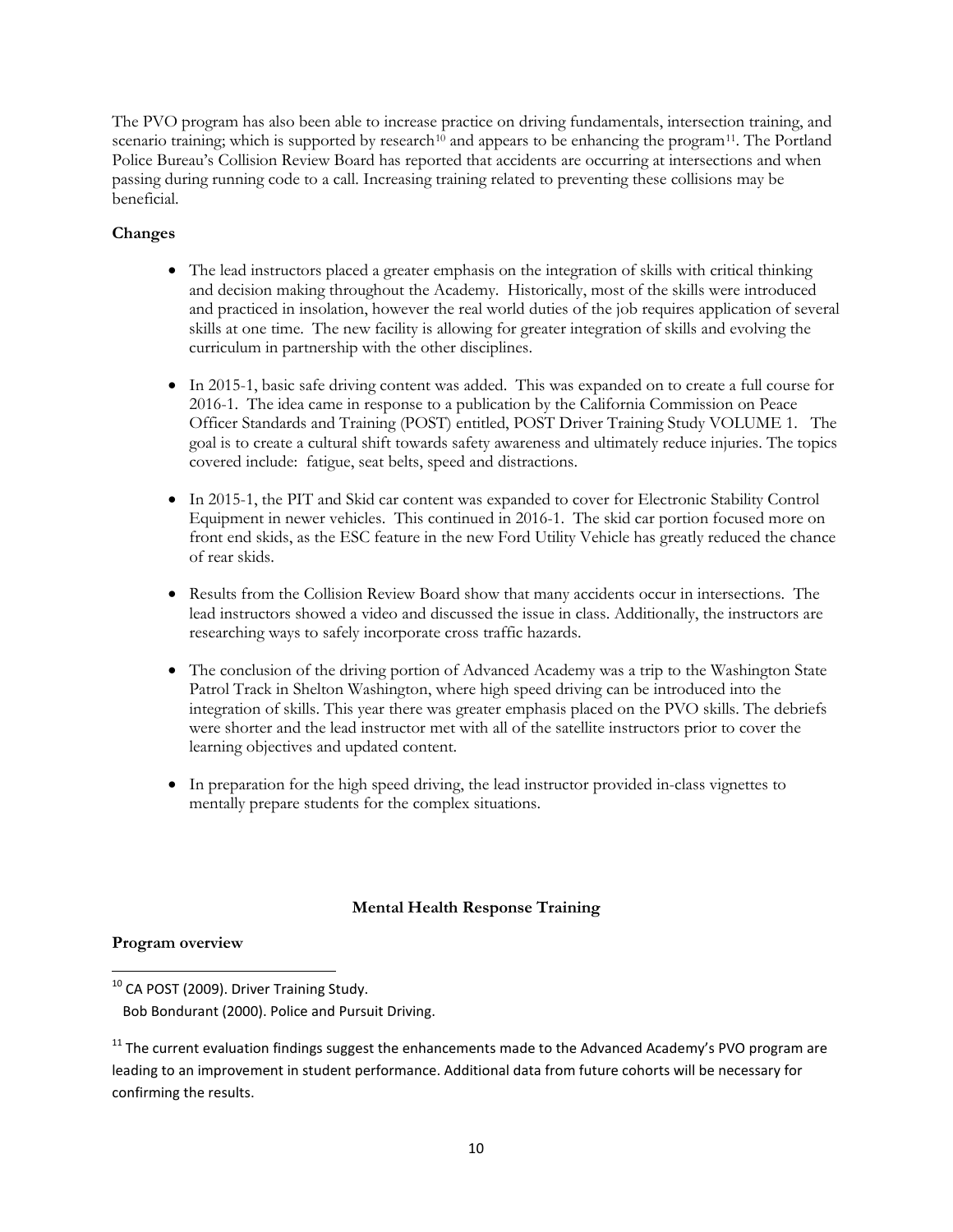The PVO program has also been able to increase practice on driving fundamentals, intersection training, and scenario training; which is supported by research[10] and appears to be enhancing the program[11]. The Portland Police Bureau's Collision Review Board has reported that accidents are occurring at intersections and when passing during running code to a call. Increasing training related to preventing these collisions may be beneficial.

**Changes**

- The lead instructors placed a greater emphasis on the integration of skills with critical thinking and decision making throughout the Academy. Historically, most of the skills were introduced and practiced in insolation, however the real world duties of the job requires application of several skills at one time. The new facility is allowing for greater integration of skills and evolving the curriculum in partnership with the other disciplines.

- In 2015-1, basic safe driving content was added. This was expanded on to create a full course for 2016-1. The idea came in response to a publication by the California Commission on Peace Officer Standards and Training (POST) entitled, POST Driver Training Study VOLUME 1. The goal is to create a cultural shift towards safety awareness and ultimately reduce injuries. The topics covered include: fatigue, seat belts, speed and distractions.

- In 2015-1, the PIT and Skid car content was expanded to cover for Electronic Stability Control Equipment in newer vehicles. This continued in 2016-1. The skid car portion focused more on front end skids, as the ESC feature in the new Ford Utility Vehicle has greatly reduced the chance of rear skids.

- Results from the Collision Review Board show that many accidents occur in intersections. The lead instructors showed a video and discussed the issue in class. Additionally, the instructors are researching ways to safely incorporate cross traffic hazards.

- The conclusion of the driving portion of Advanced Academy was a trip to the Washington State Patrol Track in Shelton Washington, where high speed driving can be introduced into the integration of skills. This year there was greater emphasis placed on the PVO skills. The debriefs were shorter and the lead instructor met with all of the satellite instructors prior to cover the learning objectives and updated content.

- In preparation for the high speed driving, the lead instructor provided in-class vignettes to mentally prepare students for the complex situations.

## Mental Health Response Training

**Program overview**

---

[10] CA POST (2009). Driver Training Study.
Bob Bondurant (2000). Police and Pursuit Driving.

[11] The current evaluation findings suggest the enhancements made to the Advanced Academy's PVO program are leading to an improvement in student performance. Additional data from future cohorts will be necessary for confirming the results.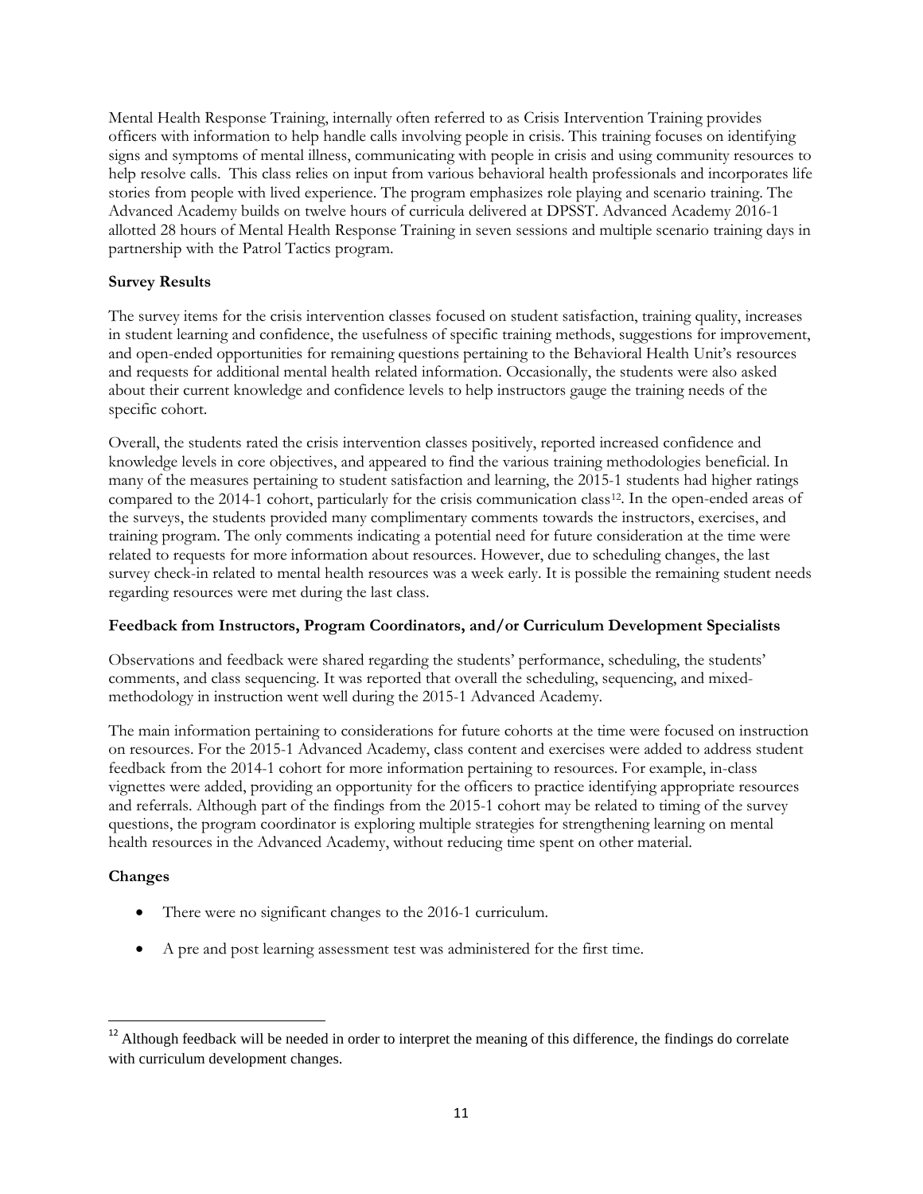Mental Health Response Training, internally often referred to as Crisis Intervention Training provides officers with information to help handle calls involving people in crisis. This training focuses on identifying signs and symptoms of mental illness, communicating with people in crisis and using community resources to help resolve calls. This class relies on input from various behavioral health professionals and incorporates life stories from people with lived experience. The program emphasizes role playing and scenario training. The Advanced Academy builds on twelve hours of curricula delivered at DPSST. Advanced Academy 2016-1 allotted 28 hours of Mental Health Response Training in seven sessions and multiple scenario training days in partnership with the Patrol Tactics program.

**Survey Results**

The survey items for the crisis intervention classes focused on student satisfaction, training quality, increases in student learning and confidence, the usefulness of specific training methods, suggestions for improvement, and open-ended opportunities for remaining questions pertaining to the Behavioral Health Unit's resources and requests for additional mental health related information. Occasionally, the students were also asked about their current knowledge and confidence levels to help instructors gauge the training needs of the specific cohort.

Overall, the students rated the crisis intervention classes positively, reported increased confidence and knowledge levels in core objectives, and appeared to find the various training methodologies beneficial. In many of the measures pertaining to student satisfaction and learning, the 2015-1 students had higher ratings compared to the 2014-1 cohort, particularly for the crisis communication class[12]. In the open-ended areas of the surveys, the students provided many complimentary comments towards the instructors, exercises, and training program. The only comments indicating a potential need for future consideration at the time were related to requests for more information about resources. However, due to scheduling changes, the last survey check-in related to mental health resources was a week early. It is possible the remaining student needs regarding resources were met during the last class.

**Feedback from Instructors, Program Coordinators, and/or Curriculum Development Specialists**

Observations and feedback were shared regarding the students' performance, scheduling, the students' comments, and class sequencing. It was reported that overall the scheduling, sequencing, and mixed-methodology in instruction went well during the 2015-1 Advanced Academy.

The main information pertaining to considerations for future cohorts at the time were focused on instruction on resources. For the 2015-1 Advanced Academy, class content and exercises were added to address student feedback from the 2014-1 cohort for more information pertaining to resources. For example, in-class vignettes were added, providing an opportunity for the officers to practice identifying appropriate resources and referrals. Although part of the findings from the 2015-1 cohort may be related to timing of the survey questions, the program coordinator is exploring multiple strategies for strengthening learning on mental health resources in the Advanced Academy, without reducing time spent on other material.

**Changes**

- There were no significant changes to the 2016-1 curriculum.
- A pre and post learning assessment test was administered for the first time.

[12] Although feedback will be needed in order to interpret the meaning of this difference, the findings do correlate with curriculum development changes.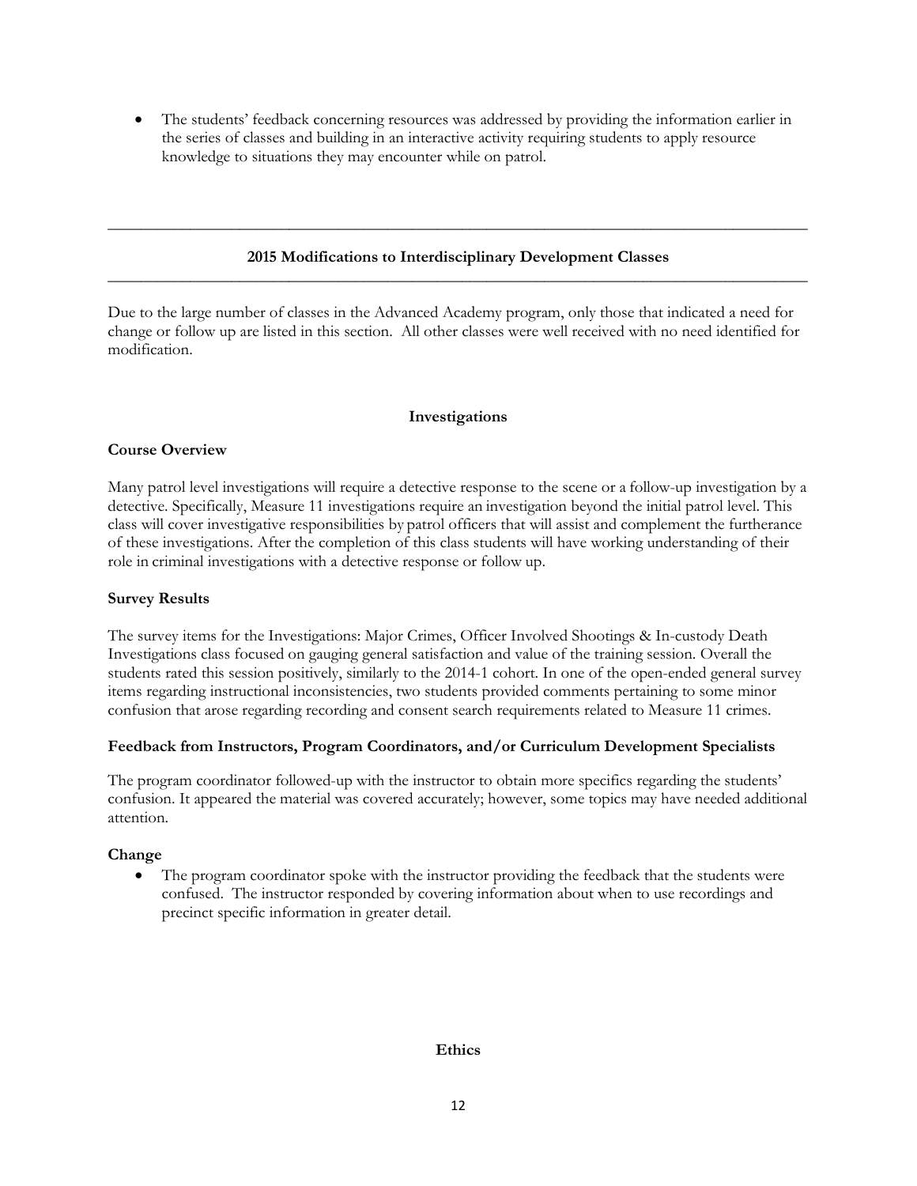- The students' feedback concerning resources was addressed by providing the information earlier in the series of classes and building in an interactive activity requiring students to apply resource knowledge to situations they may encounter while on patrol.

---

## 2015 Modifications to Interdisciplinary Development Classes

---

Due to the large number of classes in the Advanced Academy program, only those that indicated a need for change or follow up are listed in this section. All other classes were well received with no need identified for modification.

### Investigations

**Course Overview**

Many patrol level investigations will require a detective response to the scene or a follow-up investigation by a detective. Specifically, Measure 11 investigations require an investigation beyond the initial patrol level. This class will cover investigative responsibilities by patrol officers that will assist and complement the furtherance of these investigations. After the completion of this class students will have working understanding of their role in criminal investigations with a detective response or follow up.

**Survey Results**

The survey items for the Investigations: Major Crimes, Officer Involved Shootings & In-custody Death Investigations class focused on gauging general satisfaction and value of the training session. Overall the students rated this session positively, similarly to the 2014-1 cohort. In one of the open-ended general survey items regarding instructional inconsistencies, two students provided comments pertaining to some minor confusion that arose regarding recording and consent search requirements related to Measure 11 crimes.

**Feedback from Instructors, Program Coordinators, and/or Curriculum Development Specialists**

The program coordinator followed-up with the instructor to obtain more specifics regarding the students' confusion. It appeared the material was covered accurately; however, some topics may have needed additional attention.

**Change**

- The program coordinator spoke with the instructor providing the feedback that the students were confused. The instructor responded by covering information about when to use recordings and precinct specific information in greater detail.

### Ethics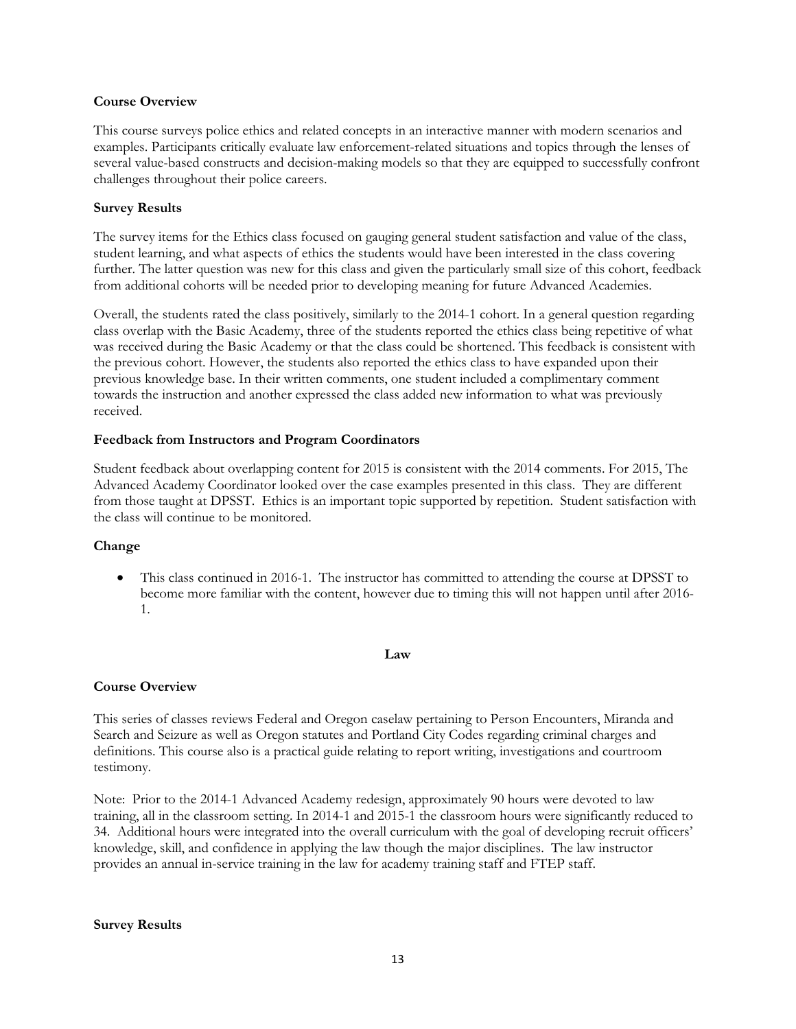**Course Overview**

This course surveys police ethics and related concepts in an interactive manner with modern scenarios and examples. Participants critically evaluate law enforcement-related situations and topics through the lenses of several value-based constructs and decision-making models so that they are equipped to successfully confront challenges throughout their police careers.

**Survey Results**

The survey items for the Ethics class focused on gauging general student satisfaction and value of the class, student learning, and what aspects of ethics the students would have been interested in the class covering further. The latter question was new for this class and given the particularly small size of this cohort, feedback from additional cohorts will be needed prior to developing meaning for future Advanced Academies.

Overall, the students rated the class positively, similarly to the 2014-1 cohort. In a general question regarding class overlap with the Basic Academy, three of the students reported the ethics class being repetitive of what was received during the Basic Academy or that the class could be shortened. This feedback is consistent with the previous cohort. However, the students also reported the ethics class to have expanded upon their previous knowledge base. In their written comments, one student included a complimentary comment towards the instruction and another expressed the class added new information to what was previously received.

**Feedback from Instructors and Program Coordinators**

Student feedback about overlapping content for 2015 is consistent with the 2014 comments. For 2015, The Advanced Academy Coordinator looked over the case examples presented in this class. They are different from those taught at DPSST. Ethics is an important topic supported by repetition. Student satisfaction with the class will continue to be monitored.

**Change**

- This class continued in 2016-1. The instructor has committed to attending the course at DPSST to become more familiar with the content, however due to timing this will not happen until after 2016-1.

## Law

**Course Overview**

This series of classes reviews Federal and Oregon caselaw pertaining to Person Encounters, Miranda and Search and Seizure as well as Oregon statutes and Portland City Codes regarding criminal charges and definitions. This course also is a practical guide relating to report writing, investigations and courtroom testimony.

Note: Prior to the 2014-1 Advanced Academy redesign, approximately 90 hours were devoted to law training, all in the classroom setting. In 2014-1 and 2015-1 the classroom hours were significantly reduced to 34. Additional hours were integrated into the overall curriculum with the goal of developing recruit officers' knowledge, skill, and confidence in applying the law though the major disciplines. The law instructor provides an annual in-service training in the law for academy training staff and FTEP staff.

**Survey Results**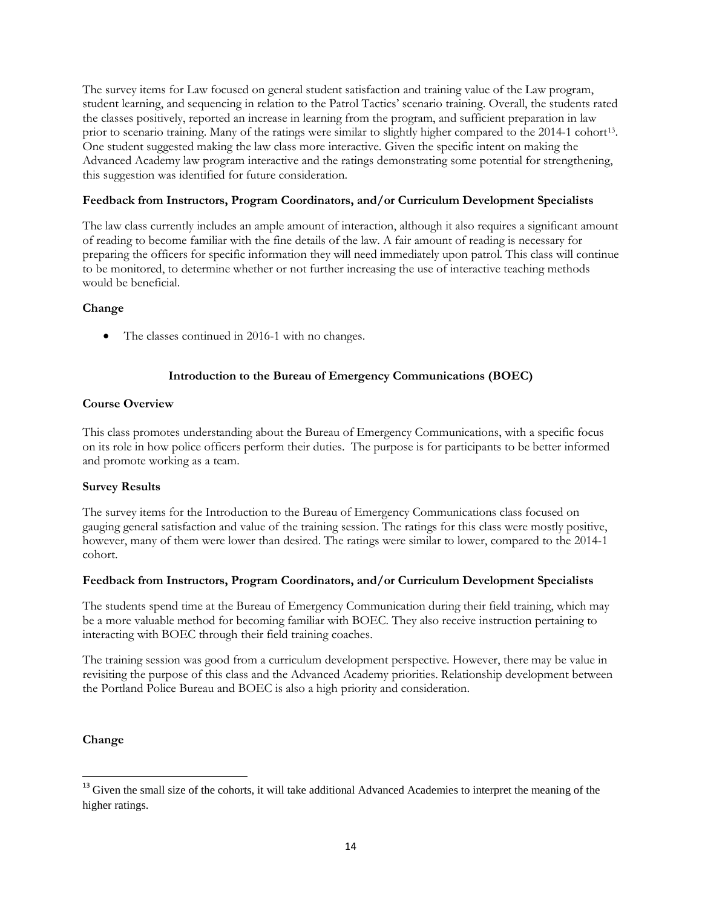The survey items for Law focused on general student satisfaction and training value of the Law program, student learning, and sequencing in relation to the Patrol Tactics' scenario training. Overall, the students rated the classes positively, reported an increase in learning from the program, and sufficient preparation in law prior to scenario training. Many of the ratings were similar to slightly higher compared to the 2014-1 cohort[13]. One student suggested making the law class more interactive. Given the specific intent on making the Advanced Academy law program interactive and the ratings demonstrating some potential for strengthening, this suggestion was identified for future consideration.

**Feedback from Instructors, Program Coordinators, and/or Curriculum Development Specialists**

The law class currently includes an ample amount of interaction, although it also requires a significant amount of reading to become familiar with the fine details of the law. A fair amount of reading is necessary for preparing the officers for specific information they will need immediately upon patrol. This class will continue to be monitored, to determine whether or not further increasing the use of interactive teaching methods would be beneficial.

**Change**

- The classes continued in 2016-1 with no changes.

## Introduction to the Bureau of Emergency Communications (BOEC)

**Course Overview**

This class promotes understanding about the Bureau of Emergency Communications, with a specific focus on its role in how police officers perform their duties. The purpose is for participants to be better informed and promote working as a team.

**Survey Results**

The survey items for the Introduction to the Bureau of Emergency Communications class focused on gauging general satisfaction and value of the training session. The ratings for this class were mostly positive, however, many of them were lower than desired. The ratings were similar to lower, compared to the 2014-1 cohort.

**Feedback from Instructors, Program Coordinators, and/or Curriculum Development Specialists**

The students spend time at the Bureau of Emergency Communication during their field training, which may be a more valuable method for becoming familiar with BOEC. They also receive instruction pertaining to interacting with BOEC through their field training coaches.

The training session was good from a curriculum development perspective. However, there may be value in revisiting the purpose of this class and the Advanced Academy priorities. Relationship development between the Portland Police Bureau and BOEC is also a high priority and consideration.

**Change**

---

[13] Given the small size of the cohorts, it will take additional Advanced Academies to interpret the meaning of the higher ratings.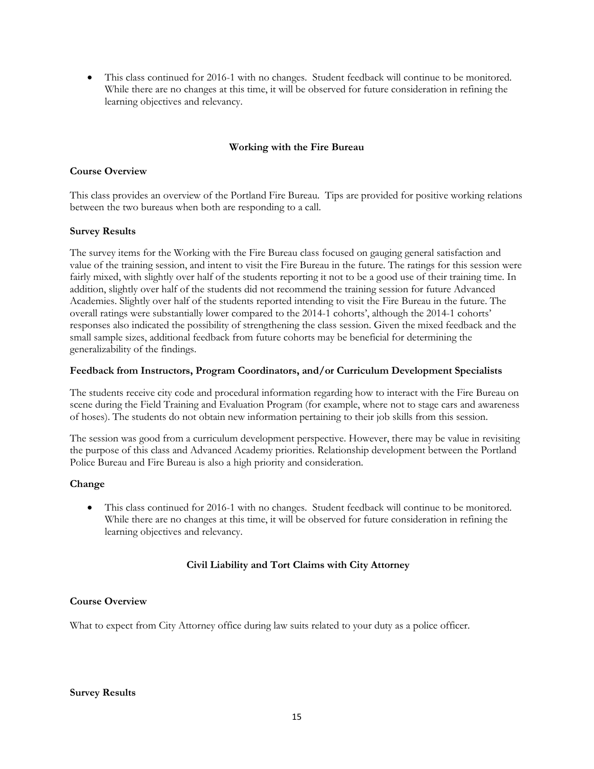- This class continued for 2016-1 with no changes. Student feedback will continue to be monitored. While there are no changes at this time, it will be observed for future consideration in refining the learning objectives and relevancy.

## Working with the Fire Bureau

### Course Overview

This class provides an overview of the Portland Fire Bureau. Tips are provided for positive working relations between the two bureaus when both are responding to a call.

### Survey Results

The survey items for the Working with the Fire Bureau class focused on gauging general satisfaction and value of the training session, and intent to visit the Fire Bureau in the future. The ratings for this session were fairly mixed, with slightly over half of the students reporting it not to be a good use of their training time. In addition, slightly over half of the students did not recommend the training session for future Advanced Academies. Slightly over half of the students reported intending to visit the Fire Bureau in the future. The overall ratings were substantially lower compared to the 2014-1 cohorts', although the 2014-1 cohorts' responses also indicated the possibility of strengthening the class session. Given the mixed feedback and the small sample sizes, additional feedback from future cohorts may be beneficial for determining the generalizability of the findings.

### Feedback from Instructors, Program Coordinators, and/or Curriculum Development Specialists

The students receive city code and procedural information regarding how to interact with the Fire Bureau on scene during the Field Training and Evaluation Program (for example, where not to stage cars and awareness of hoses). The students do not obtain new information pertaining to their job skills from this session.

The session was good from a curriculum development perspective. However, there may be value in revisiting the purpose of this class and Advanced Academy priorities. Relationship development between the Portland Police Bureau and Fire Bureau is also a high priority and consideration.

### Change

- This class continued for 2016-1 with no changes. Student feedback will continue to be monitored. While there are no changes at this time, it will be observed for future consideration in refining the learning objectives and relevancy.

## Civil Liability and Tort Claims with City Attorney

### Course Overview

What to expect from City Attorney office during law suits related to your duty as a police officer.

### Survey Results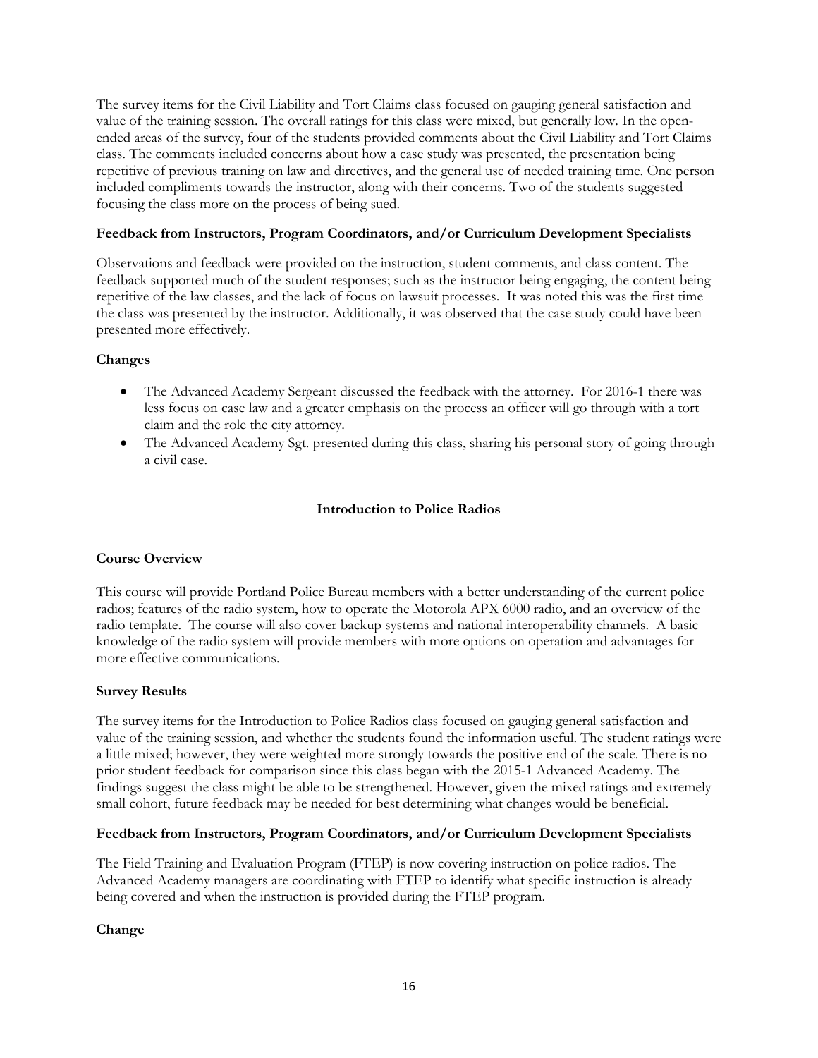The survey items for the Civil Liability and Tort Claims class focused on gauging general satisfaction and value of the training session. The overall ratings for this class were mixed, but generally low. In the open-ended areas of the survey, four of the students provided comments about the Civil Liability and Tort Claims class. The comments included concerns about how a case study was presented, the presentation being repetitive of previous training on law and directives, and the general use of needed training time. One person included compliments towards the instructor, along with their concerns. Two of the students suggested focusing the class more on the process of being sued.

**Feedback from Instructors, Program Coordinators, and/or Curriculum Development Specialists**

Observations and feedback were provided on the instruction, student comments, and class content. The feedback supported much of the student responses; such as the instructor being engaging, the content being repetitive of the law classes, and the lack of focus on lawsuit processes. It was noted this was the first time the class was presented by the instructor. Additionally, it was observed that the case study could have been presented more effectively.

**Changes**

- The Advanced Academy Sergeant discussed the feedback with the attorney. For 2016-1 there was less focus on case law and a greater emphasis on the process an officer will go through with a tort claim and the role the city attorney.
- The Advanced Academy Sgt. presented during this class, sharing his personal story of going through a civil case.

### Introduction to Police Radios

**Course Overview**

This course will provide Portland Police Bureau members with a better understanding of the current police radios; features of the radio system, how to operate the Motorola APX 6000 radio, and an overview of the radio template. The course will also cover backup systems and national interoperability channels. A basic knowledge of the radio system will provide members with more options on operation and advantages for more effective communications.

**Survey Results**

The survey items for the Introduction to Police Radios class focused on gauging general satisfaction and value of the training session, and whether the students found the information useful. The student ratings were a little mixed; however, they were weighted more strongly towards the positive end of the scale. There is no prior student feedback for comparison since this class began with the 2015-1 Advanced Academy. The findings suggest the class might be able to be strengthened. However, given the mixed ratings and extremely small cohort, future feedback may be needed for best determining what changes would be beneficial.

**Feedback from Instructors, Program Coordinators, and/or Curriculum Development Specialists**

The Field Training and Evaluation Program (FTEP) is now covering instruction on police radios. The Advanced Academy managers are coordinating with FTEP to identify what specific instruction is already being covered and when the instruction is provided during the FTEP program.

**Change**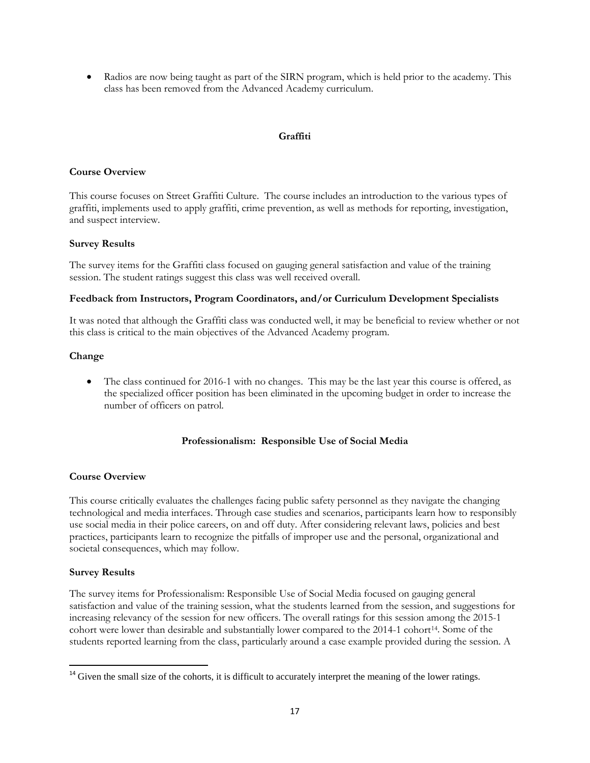- Radios are now being taught as part of the SIRN program, which is held prior to the academy. This class has been removed from the Advanced Academy curriculum.

## Graffiti

**Course Overview**

This course focuses on Street Graffiti Culture. The course includes an introduction to the various types of graffiti, implements used to apply graffiti, crime prevention, as well as methods for reporting, investigation, and suspect interview.

**Survey Results**

The survey items for the Graffiti class focused on gauging general satisfaction and value of the training session. The student ratings suggest this class was well received overall.

**Feedback from Instructors, Program Coordinators, and/or Curriculum Development Specialists**

It was noted that although the Graffiti class was conducted well, it may be beneficial to review whether or not this class is critical to the main objectives of the Advanced Academy program.

**Change**

- The class continued for 2016-1 with no changes. This may be the last year this course is offered, as the specialized officer position has been eliminated in the upcoming budget in order to increase the number of officers on patrol.

## Professionalism: Responsible Use of Social Media

**Course Overview**

This course critically evaluates the challenges facing public safety personnel as they navigate the changing technological and media interfaces. Through case studies and scenarios, participants learn how to responsibly use social media in their police careers, on and off duty. After considering relevant laws, policies and best practices, participants learn to recognize the pitfalls of improper use and the personal, organizational and societal consequences, which may follow.

**Survey Results**

The survey items for Professionalism: Responsible Use of Social Media focused on gauging general satisfaction and value of the training session, what the students learned from the session, and suggestions for increasing relevancy of the session for new officers. The overall ratings for this session among the 2015-1 cohort were lower than desirable and substantially lower compared to the 2014-1 cohort[14]. Some of the students reported learning from the class, particularly around a case example provided during the session. A

[14] Given the small size of the cohorts, it is difficult to accurately interpret the meaning of the lower ratings.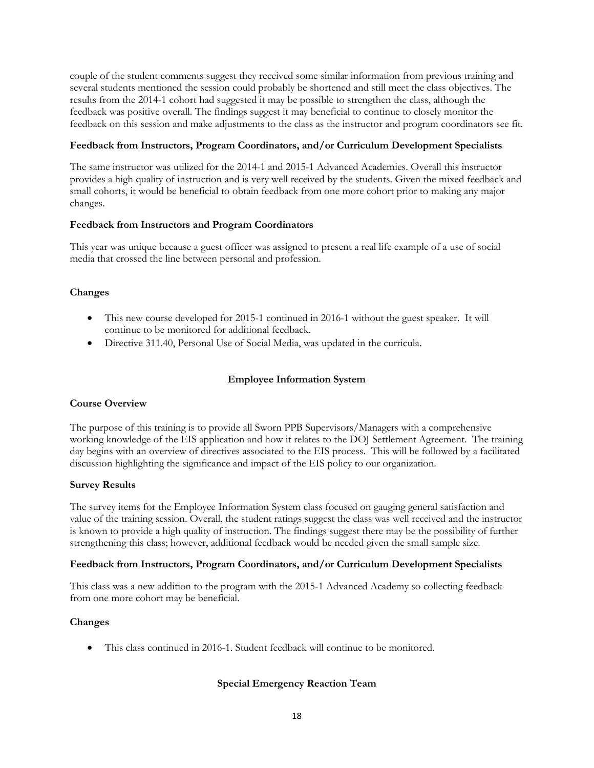couple of the student comments suggest they received some similar information from previous training and several students mentioned the session could probably be shortened and still meet the class objectives. The results from the 2014-1 cohort had suggested it may be possible to strengthen the class, although the feedback was positive overall. The findings suggest it may beneficial to continue to closely monitor the feedback on this session and make adjustments to the class as the instructor and program coordinators see fit.

**Feedback from Instructors, Program Coordinators, and/or Curriculum Development Specialists**

The same instructor was utilized for the 2014-1 and 2015-1 Advanced Academies. Overall this instructor provides a high quality of instruction and is very well received by the students. Given the mixed feedback and small cohorts, it would be beneficial to obtain feedback from one more cohort prior to making any major changes.

**Feedback from Instructors and Program Coordinators**

This year was unique because a guest officer was assigned to present a real life example of a use of social media that crossed the line between personal and profession.

**Changes**

- This new course developed for 2015-1 continued in 2016-1 without the guest speaker. It will continue to be monitored for additional feedback.
- Directive 311.40, Personal Use of Social Media, was updated in the curricula.

## Employee Information System

**Course Overview**

The purpose of this training is to provide all Sworn PPB Supervisors/Managers with a comprehensive working knowledge of the EIS application and how it relates to the DOJ Settlement Agreement. The training day begins with an overview of directives associated to the EIS process. This will be followed by a facilitated discussion highlighting the significance and impact of the EIS policy to our organization.

**Survey Results**

The survey items for the Employee Information System class focused on gauging general satisfaction and value of the training session. Overall, the student ratings suggest the class was well received and the instructor is known to provide a high quality of instruction. The findings suggest there may be the possibility of further strengthening this class; however, additional feedback would be needed given the small sample size.

**Feedback from Instructors, Program Coordinators, and/or Curriculum Development Specialists**

This class was a new addition to the program with the 2015-1 Advanced Academy so collecting feedback from one more cohort may be beneficial.

**Changes**

- This class continued in 2016-1. Student feedback will continue to be monitored.

## Special Emergency Reaction Team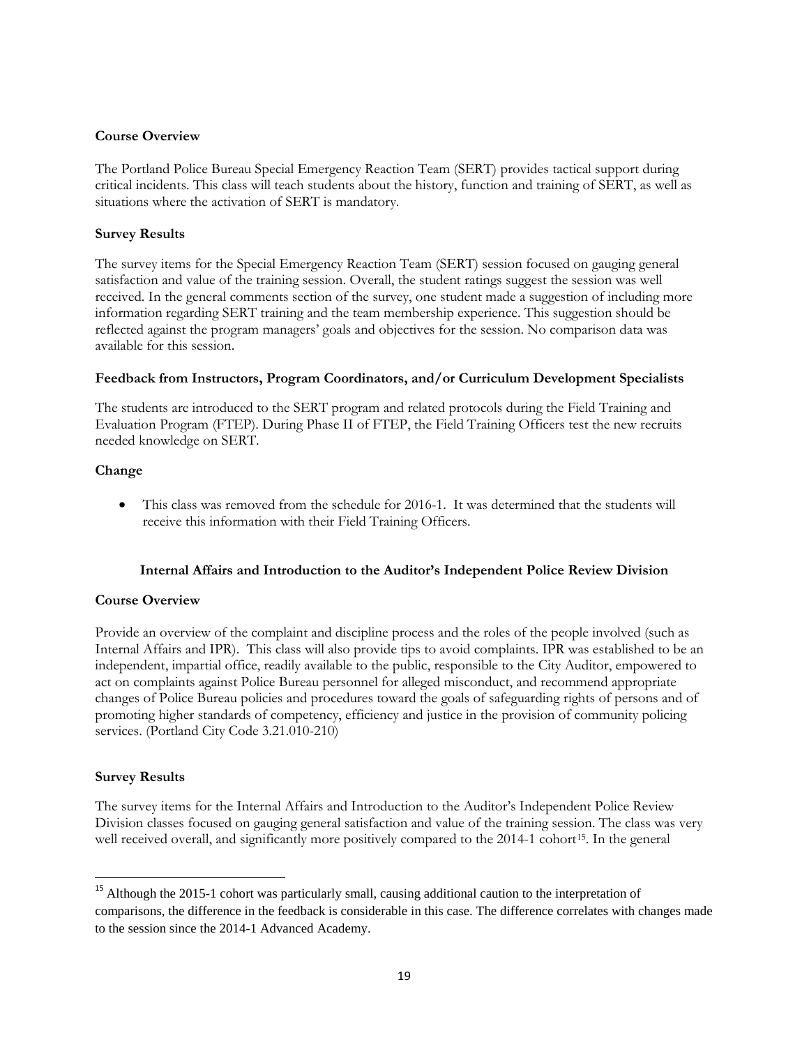**Course Overview**

The Portland Police Bureau Special Emergency Reaction Team (SERT) provides tactical support during critical incidents. This class will teach students about the history, function and training of SERT, as well as situations where the activation of SERT is mandatory.

**Survey Results**

The survey items for the Special Emergency Reaction Team (SERT) session focused on gauging general satisfaction and value of the training session. Overall, the student ratings suggest the session was well received. In the general comments section of the survey, one student made a suggestion of including more information regarding SERT training and the team membership experience. This suggestion should be reflected against the program managers' goals and objectives for the session. No comparison data was available for this session.

**Feedback from Instructors, Program Coordinators, and/or Curriculum Development Specialists**

The students are introduced to the SERT program and related protocols during the Field Training and Evaluation Program (FTEP). During Phase II of FTEP, the Field Training Officers test the new recruits needed knowledge on SERT.

**Change**

- This class was removed from the schedule for 2016-1. It was determined that the students will receive this information with their Field Training Officers.

## Internal Affairs and Introduction to the Auditor's Independent Police Review Division

**Course Overview**

Provide an overview of the complaint and discipline process and the roles of the people involved (such as Internal Affairs and IPR). This class will also provide tips to avoid complaints. IPR was established to be an independent, impartial office, readily available to the public, responsible to the City Auditor, empowered to act on complaints against Police Bureau personnel for alleged misconduct, and recommend appropriate changes of Police Bureau policies and procedures toward the goals of safeguarding rights of persons and of promoting higher standards of competency, efficiency and justice in the provision of community policing services. (Portland City Code 3.21.010-210)

**Survey Results**

The survey items for the Internal Affairs and Introduction to the Auditor's Independent Police Review Division classes focused on gauging general satisfaction and value of the training session. The class was very well received overall, and significantly more positively compared to the 2014-1 cohort[15]. In the general

[15] Although the 2015-1 cohort was particularly small, causing additional caution to the interpretation of comparisons, the difference in the feedback is considerable in this case. The difference correlates with changes made to the session since the 2014-1 Advanced Academy.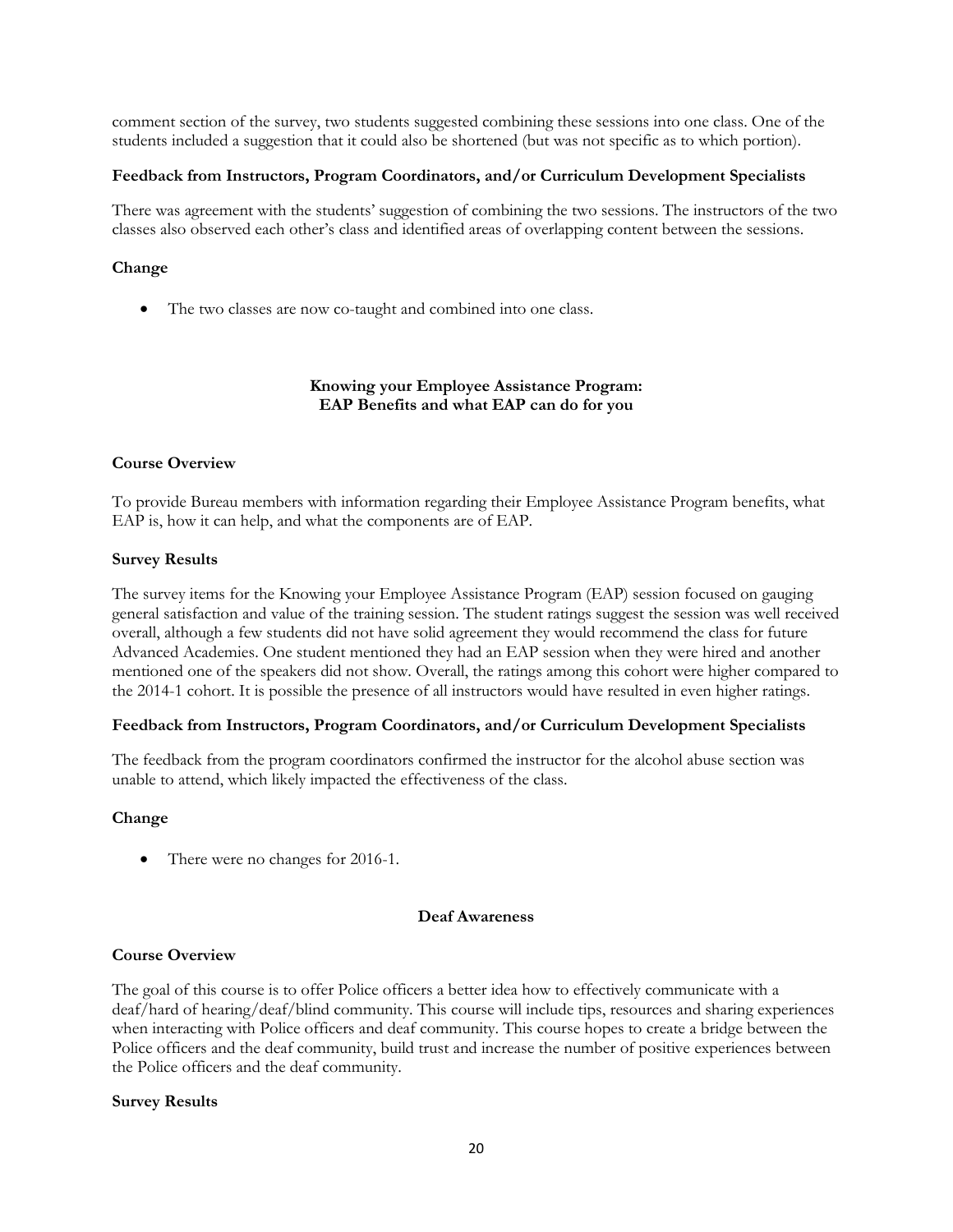comment section of the survey, two students suggested combining these sessions into one class. One of the students included a suggestion that it could also be shortened (but was not specific as to which portion).

**Feedback from Instructors, Program Coordinators, and/or Curriculum Development Specialists**

There was agreement with the students' suggestion of combining the two sessions. The instructors of the two classes also observed each other's class and identified areas of overlapping content between the sessions.

**Change**

- The two classes are now co-taught and combined into one class.

## Knowing your Employee Assistance Program: EAP Benefits and what EAP can do for you

**Course Overview**

To provide Bureau members with information regarding their Employee Assistance Program benefits, what EAP is, how it can help, and what the components are of EAP.

**Survey Results**

The survey items for the Knowing your Employee Assistance Program (EAP) session focused on gauging general satisfaction and value of the training session. The student ratings suggest the session was well received overall, although a few students did not have solid agreement they would recommend the class for future Advanced Academies. One student mentioned they had an EAP session when they were hired and another mentioned one of the speakers did not show. Overall, the ratings among this cohort were higher compared to the 2014-1 cohort. It is possible the presence of all instructors would have resulted in even higher ratings.

**Feedback from Instructors, Program Coordinators, and/or Curriculum Development Specialists**

The feedback from the program coordinators confirmed the instructor for the alcohol abuse section was unable to attend, which likely impacted the effectiveness of the class.

**Change**

- There were no changes for 2016-1.

## Deaf Awareness

**Course Overview**

The goal of this course is to offer Police officers a better idea how to effectively communicate with a deaf/hard of hearing/deaf/blind community. This course will include tips, resources and sharing experiences when interacting with Police officers and deaf community. This course hopes to create a bridge between the Police officers and the deaf community, build trust and increase the number of positive experiences between the Police officers and the deaf community.

**Survey Results**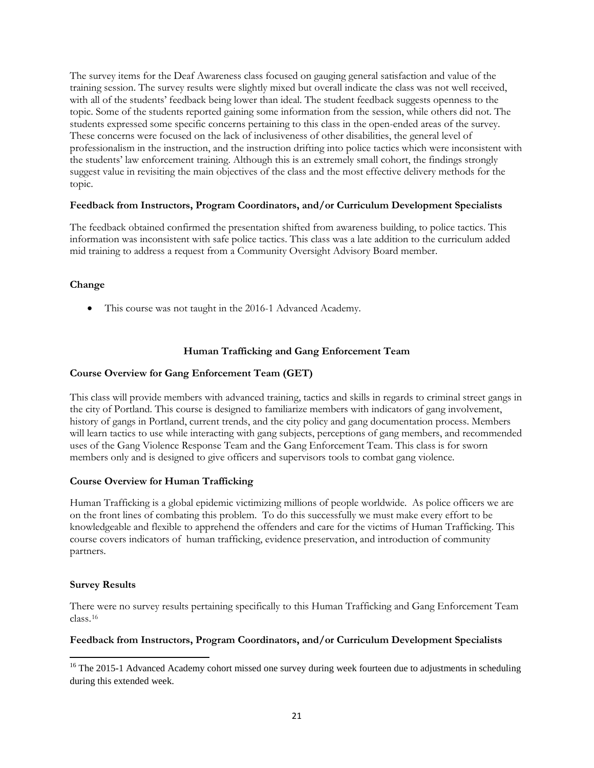The survey items for the Deaf Awareness class focused on gauging general satisfaction and value of the training session. The survey results were slightly mixed but overall indicate the class was not well received, with all of the students' feedback being lower than ideal. The student feedback suggests openness to the topic. Some of the students reported gaining some information from the session, while others did not. The students expressed some specific concerns pertaining to this class in the open-ended areas of the survey. These concerns were focused on the lack of inclusiveness of other disabilities, the general level of professionalism in the instruction, and the instruction drifting into police tactics which were inconsistent with the students' law enforcement training. Although this is an extremely small cohort, the findings strongly suggest value in revisiting the main objectives of the class and the most effective delivery methods for the topic.

**Feedback from Instructors, Program Coordinators, and/or Curriculum Development Specialists**

The feedback obtained confirmed the presentation shifted from awareness building, to police tactics. This information was inconsistent with safe police tactics. This class was a late addition to the curriculum added mid training to address a request from a Community Oversight Advisory Board member.

**Change**

- This course was not taught in the 2016-1 Advanced Academy.

## Human Trafficking and Gang Enforcement Team

**Course Overview for Gang Enforcement Team (GET)**

This class will provide members with advanced training, tactics and skills in regards to criminal street gangs in the city of Portland. This course is designed to familiarize members with indicators of gang involvement, history of gangs in Portland, current trends, and the city policy and gang documentation process. Members will learn tactics to use while interacting with gang subjects, perceptions of gang members, and recommended uses of the Gang Violence Response Team and the Gang Enforcement Team. This class is for sworn members only and is designed to give officers and supervisors tools to combat gang violence.

**Course Overview for Human Trafficking**

Human Trafficking is a global epidemic victimizing millions of people worldwide. As police officers we are on the front lines of combating this problem. To do this successfully we must make every effort to be knowledgeable and flexible to apprehend the offenders and care for the victims of Human Trafficking. This course covers indicators of human trafficking, evidence preservation, and introduction of community partners.

**Survey Results**

There were no survey results pertaining specifically to this Human Trafficking and Gang Enforcement Team class.[16]

**Feedback from Instructors, Program Coordinators, and/or Curriculum Development Specialists**

[16] The 2015-1 Advanced Academy cohort missed one survey during week fourteen due to adjustments in scheduling during this extended week.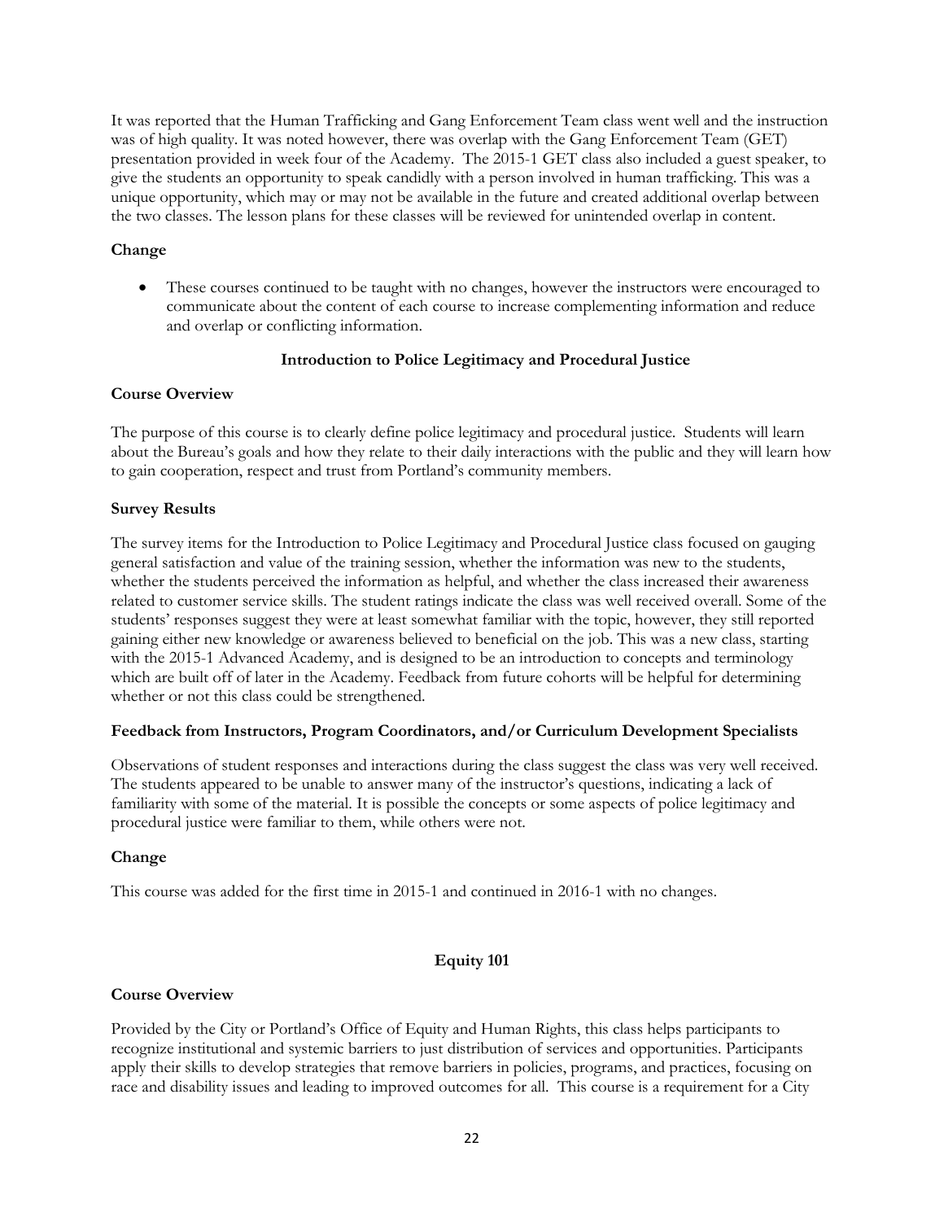It was reported that the Human Trafficking and Gang Enforcement Team class went well and the instruction was of high quality. It was noted however, there was overlap with the Gang Enforcement Team (GET) presentation provided in week four of the Academy. The 2015-1 GET class also included a guest speaker, to give the students an opportunity to speak candidly with a person involved in human trafficking. This was a unique opportunity, which may or may not be available in the future and created additional overlap between the two classes. The lesson plans for these classes will be reviewed for unintended overlap in content.

**Change**

- These courses continued to be taught with no changes, however the instructors were encouraged to communicate about the content of each course to increase complementing information and reduce and overlap or conflicting information.

**Introduction to Police Legitimacy and Procedural Justice**

**Course Overview**

The purpose of this course is to clearly define police legitimacy and procedural justice. Students will learn about the Bureau's goals and how they relate to their daily interactions with the public and they will learn how to gain cooperation, respect and trust from Portland's community members.

**Survey Results**

The survey items for the Introduction to Police Legitimacy and Procedural Justice class focused on gauging general satisfaction and value of the training session, whether the information was new to the students, whether the students perceived the information as helpful, and whether the class increased their awareness related to customer service skills. The student ratings indicate the class was well received overall. Some of the students' responses suggest they were at least somewhat familiar with the topic, however, they still reported gaining either new knowledge or awareness believed to beneficial on the job. This was a new class, starting with the 2015-1 Advanced Academy, and is designed to be an introduction to concepts and terminology which are built off of later in the Academy. Feedback from future cohorts will be helpful for determining whether or not this class could be strengthened.

**Feedback from Instructors, Program Coordinators, and/or Curriculum Development Specialists**

Observations of student responses and interactions during the class suggest the class was very well received. The students appeared to be unable to answer many of the instructor's questions, indicating a lack of familiarity with some of the material. It is possible the concepts or some aspects of police legitimacy and procedural justice were familiar to them, while others were not.

**Change**

This course was added for the first time in 2015-1 and continued in 2016-1 with no changes.

**Equity 101**

**Course Overview**

Provided by the City or Portland's Office of Equity and Human Rights, this class helps participants to recognize institutional and systemic barriers to just distribution of services and opportunities. Participants apply their skills to develop strategies that remove barriers in policies, programs, and practices, focusing on race and disability issues and leading to improved outcomes for all. This course is a requirement for a City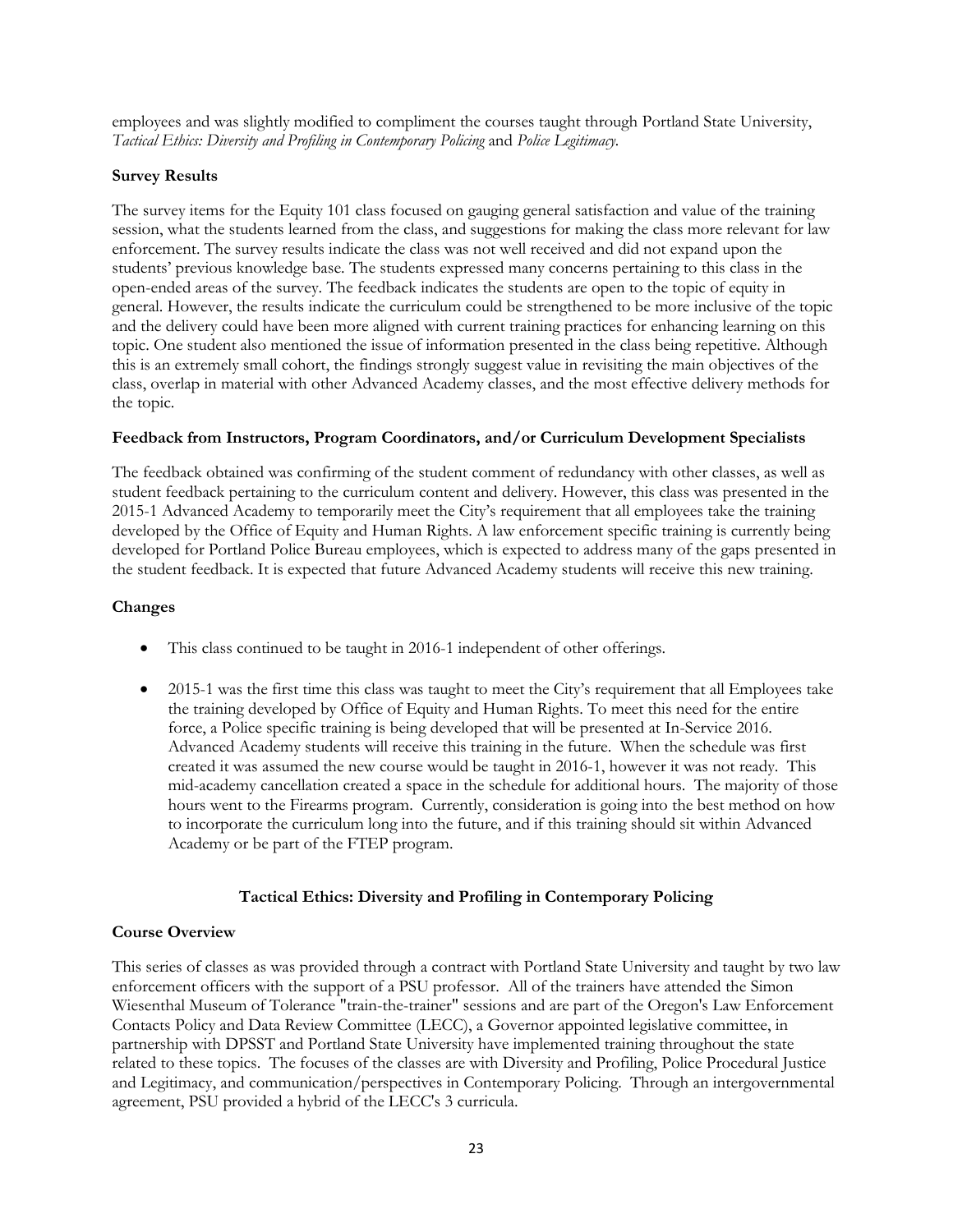employees and was slightly modified to compliment the courses taught through Portland State University, *Tactical Ethics: Diversity and Profiling in Contemporary Policing* and *Police Legitimacy*.

**Survey Results**

The survey items for the Equity 101 class focused on gauging general satisfaction and value of the training session, what the students learned from the class, and suggestions for making the class more relevant for law enforcement. The survey results indicate the class was not well received and did not expand upon the students' previous knowledge base. The students expressed many concerns pertaining to this class in the open-ended areas of the survey. The feedback indicates the students are open to the topic of equity in general. However, the results indicate the curriculum could be strengthened to be more inclusive of the topic and the delivery could have been more aligned with current training practices for enhancing learning on this topic. One student also mentioned the issue of information presented in the class being repetitive. Although this is an extremely small cohort, the findings strongly suggest value in revisiting the main objectives of the class, overlap in material with other Advanced Academy classes, and the most effective delivery methods for the topic.

**Feedback from Instructors, Program Coordinators, and/or Curriculum Development Specialists**

The feedback obtained was confirming of the student comment of redundancy with other classes, as well as student feedback pertaining to the curriculum content and delivery. However, this class was presented in the 2015-1 Advanced Academy to temporarily meet the City's requirement that all employees take the training developed by the Office of Equity and Human Rights. A law enforcement specific training is currently being developed for Portland Police Bureau employees, which is expected to address many of the gaps presented in the student feedback. It is expected that future Advanced Academy students will receive this new training.

**Changes**

- This class continued to be taught in 2016-1 independent of other offerings.
- 2015-1 was the first time this class was taught to meet the City's requirement that all Employees take the training developed by Office of Equity and Human Rights. To meet this need for the entire force, a Police specific training is being developed that will be presented at In-Service 2016. Advanced Academy students will receive this training in the future. When the schedule was first created it was assumed the new course would be taught in 2016-1, however it was not ready. This mid-academy cancellation created a space in the schedule for additional hours. The majority of those hours went to the Firearms program. Currently, consideration is going into the best method on how to incorporate the curriculum long into the future, and if this training should sit within Advanced Academy or be part of the FTEP program.

**Tactical Ethics: Diversity and Profiling in Contemporary Policing**

**Course Overview**

This series of classes as was provided through a contract with Portland State University and taught by two law enforcement officers with the support of a PSU professor. All of the trainers have attended the Simon Wiesenthal Museum of Tolerance "train-the-trainer" sessions and are part of the Oregon's Law Enforcement Contacts Policy and Data Review Committee (LECC), a Governor appointed legislative committee, in partnership with DPSST and Portland State University have implemented training throughout the state related to these topics. The focuses of the classes are with Diversity and Profiling, Police Procedural Justice and Legitimacy, and communication/perspectives in Contemporary Policing. Through an intergovernmental agreement, PSU provided a hybrid of the LECC's 3 curricula.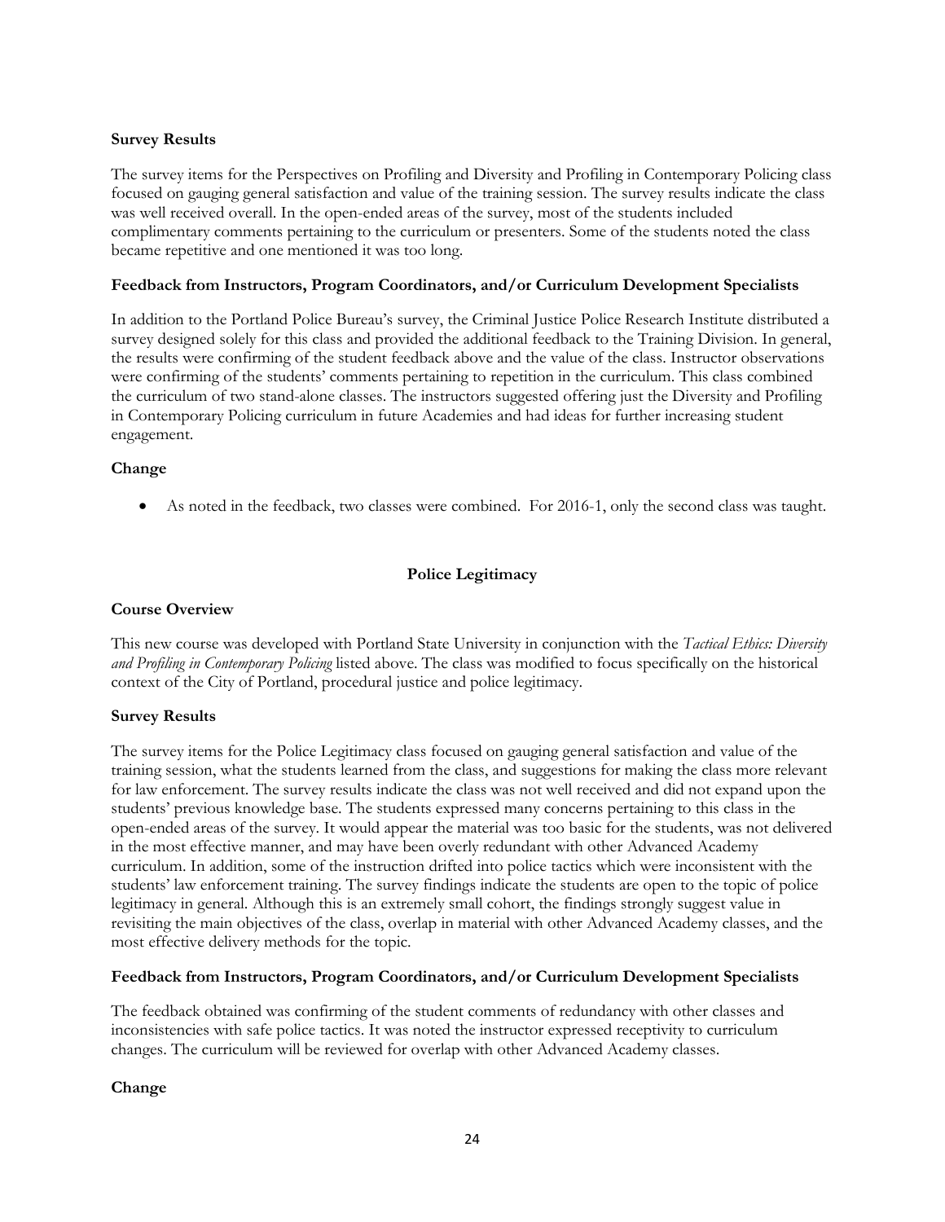**Survey Results**

The survey items for the Perspectives on Profiling and Diversity and Profiling in Contemporary Policing class focused on gauging general satisfaction and value of the training session. The survey results indicate the class was well received overall. In the open-ended areas of the survey, most of the students included complimentary comments pertaining to the curriculum or presenters. Some of the students noted the class became repetitive and one mentioned it was too long.

**Feedback from Instructors, Program Coordinators, and/or Curriculum Development Specialists**

In addition to the Portland Police Bureau's survey, the Criminal Justice Police Research Institute distributed a survey designed solely for this class and provided the additional feedback to the Training Division. In general, the results were confirming of the student feedback above and the value of the class. Instructor observations were confirming of the students' comments pertaining to repetition in the curriculum. This class combined the curriculum of two stand-alone classes. The instructors suggested offering just the Diversity and Profiling in Contemporary Policing curriculum in future Academies and had ideas for further increasing student engagement.

**Change**

- As noted in the feedback, two classes were combined. For 2016-1, only the second class was taught.

## Police Legitimacy

**Course Overview**

This new course was developed with Portland State University in conjunction with the *Tactical Ethics: Diversity and Profiling in Contemporary Policing* listed above. The class was modified to focus specifically on the historical context of the City of Portland, procedural justice and police legitimacy.

**Survey Results**

The survey items for the Police Legitimacy class focused on gauging general satisfaction and value of the training session, what the students learned from the class, and suggestions for making the class more relevant for law enforcement. The survey results indicate the class was not well received and did not expand upon the students' previous knowledge base. The students expressed many concerns pertaining to this class in the open-ended areas of the survey. It would appear the material was too basic for the students, was not delivered in the most effective manner, and may have been overly redundant with other Advanced Academy curriculum. In addition, some of the instruction drifted into police tactics which were inconsistent with the students' law enforcement training. The survey findings indicate the students are open to the topic of police legitimacy in general. Although this is an extremely small cohort, the findings strongly suggest value in revisiting the main objectives of the class, overlap in material with other Advanced Academy classes, and the most effective delivery methods for the topic.

**Feedback from Instructors, Program Coordinators, and/or Curriculum Development Specialists**

The feedback obtained was confirming of the student comments of redundancy with other classes and inconsistencies with safe police tactics. It was noted the instructor expressed receptivity to curriculum changes. The curriculum will be reviewed for overlap with other Advanced Academy classes.

**Change**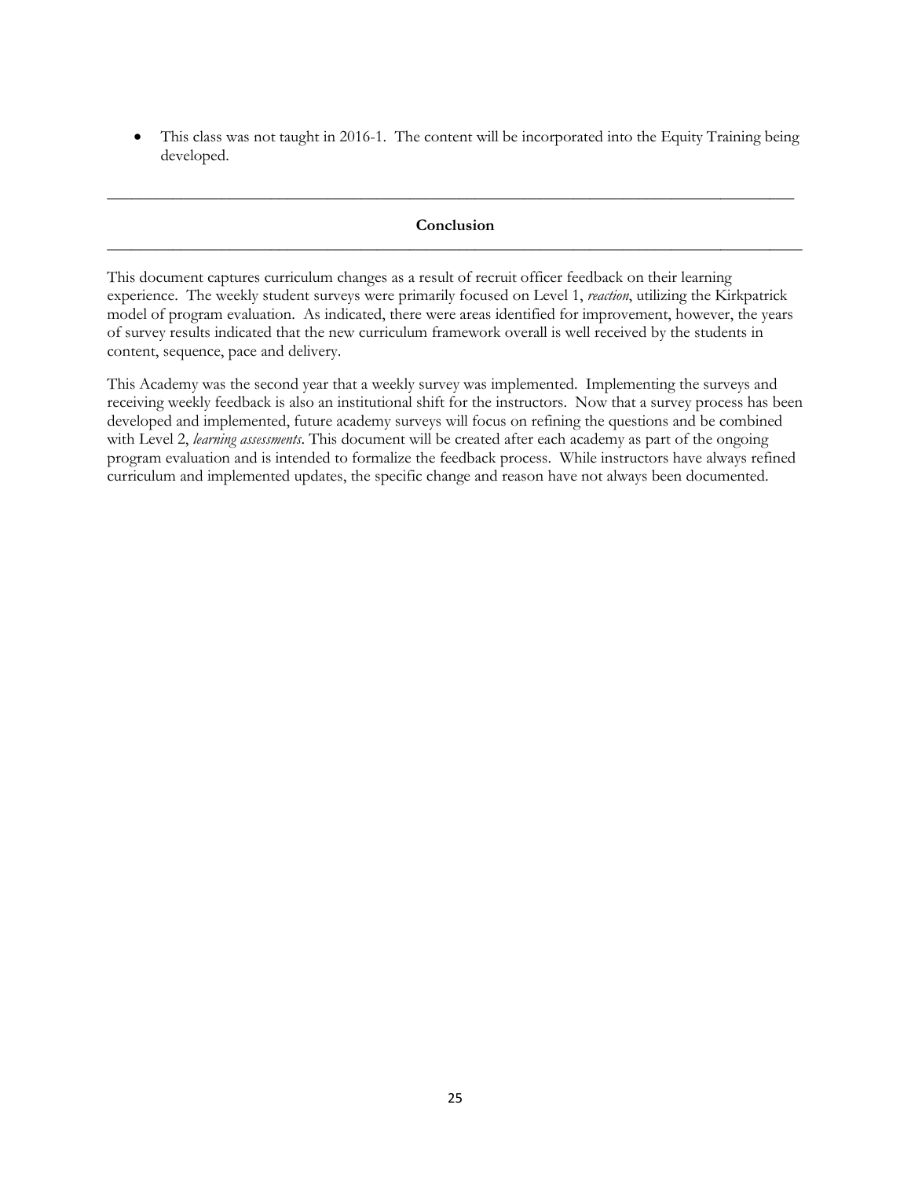- This class was not taught in 2016-1. The content will be incorporated into the Equity Training being developed.

---

## Conclusion

---

This document captures curriculum changes as a result of recruit officer feedback on their learning experience. The weekly student surveys were primarily focused on Level 1, *reaction*, utilizing the Kirkpatrick model of program evaluation. As indicated, there were areas identified for improvement, however, the years of survey results indicated that the new curriculum framework overall is well received by the students in content, sequence, pace and delivery.

This Academy was the second year that a weekly survey was implemented. Implementing the surveys and receiving weekly feedback is also an institutional shift for the instructors. Now that a survey process has been developed and implemented, future academy surveys will focus on refining the questions and be combined with Level 2, *learning assessments*. This document will be created after each academy as part of the ongoing program evaluation and is intended to formalize the feedback process. While instructors have always refined curriculum and implemented updates, the specific change and reason have not always been documented.